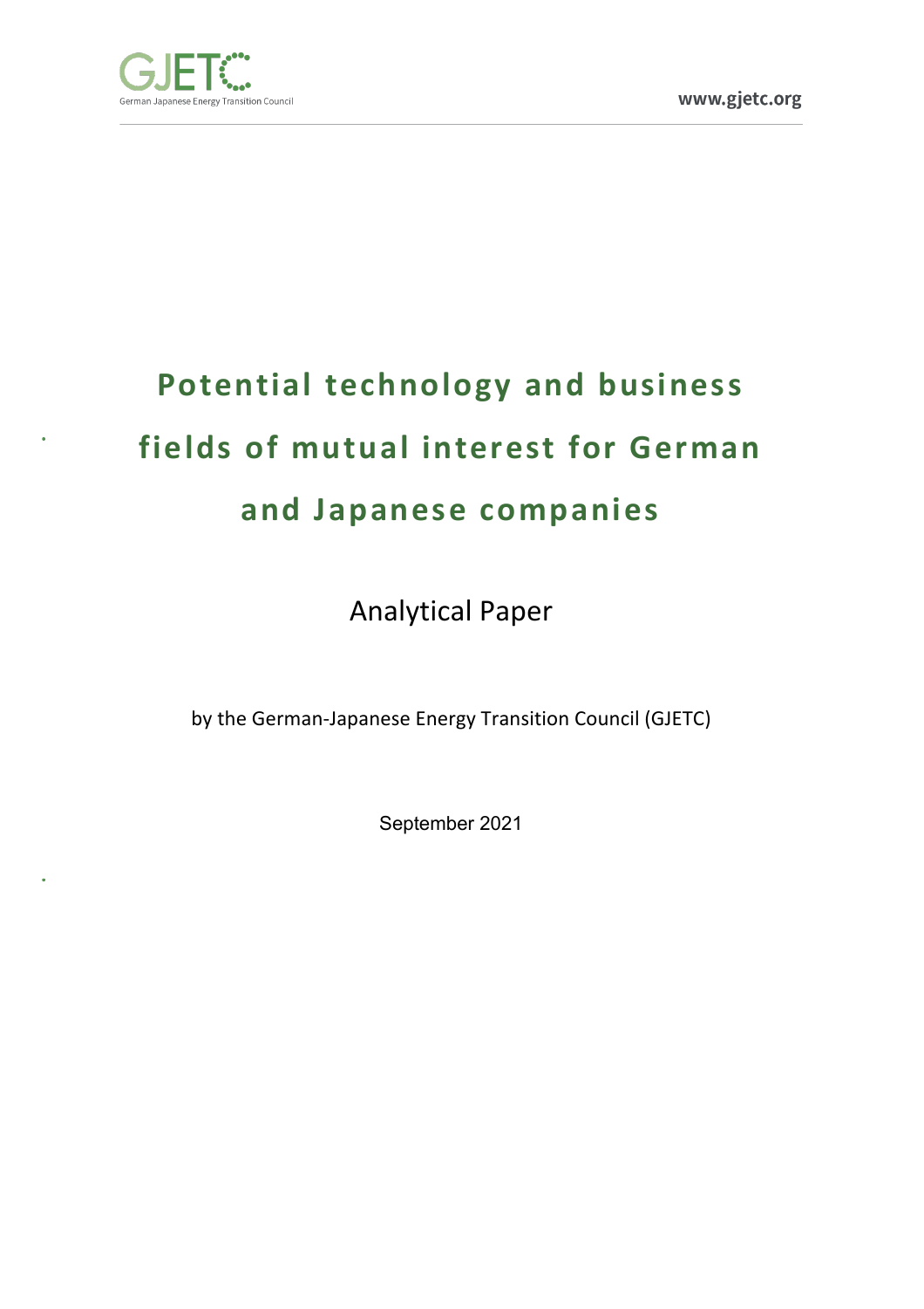# Potential technology and business fields of mutual interest for German and Japanese companies

Analytical Paper

by the German-Japanese Energy Transition Council (GJETC)

September 2021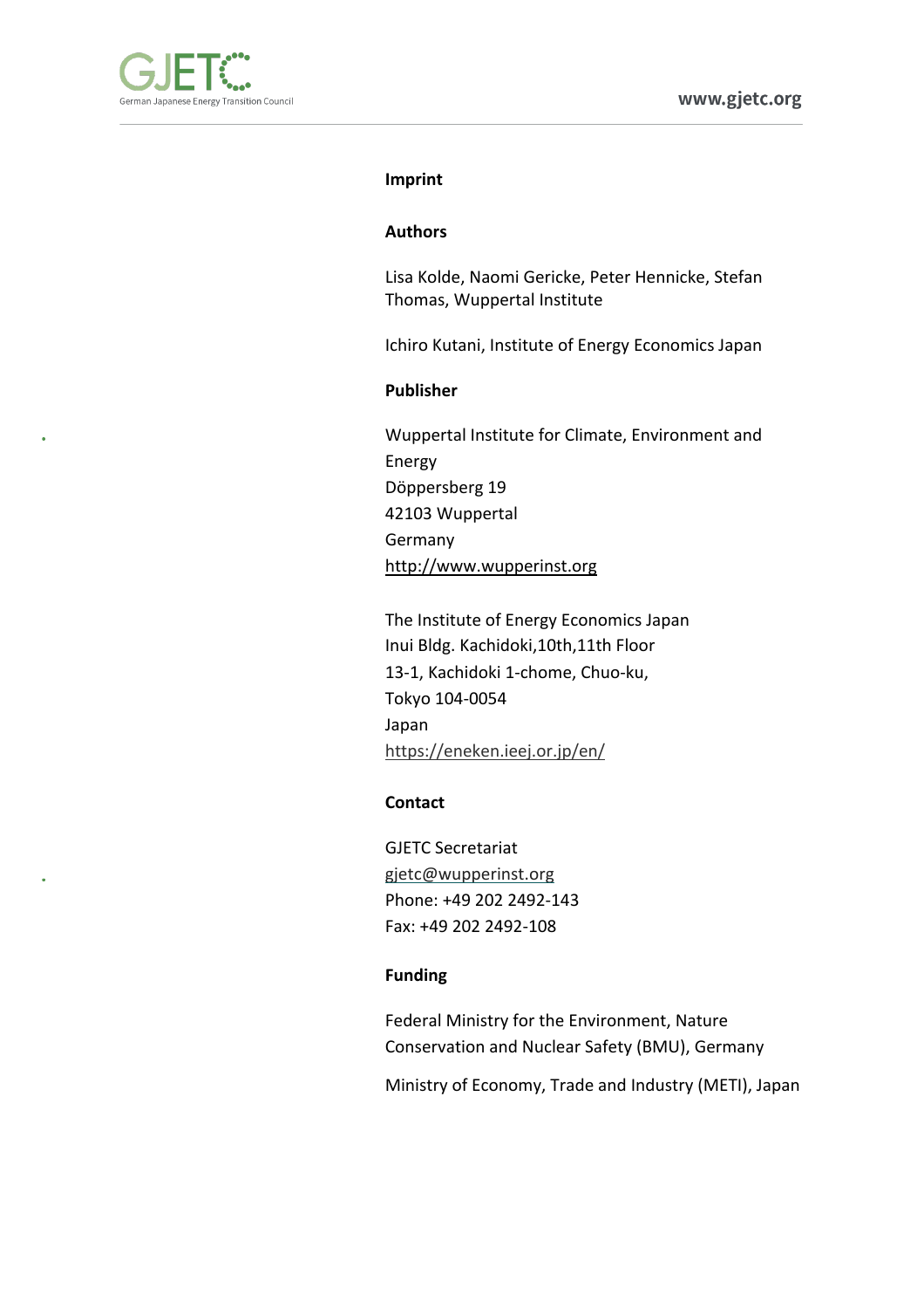## Imprint

### Authors

Lisa Kolde, Naomi Gericke, Peter Hennicke, Stefan Thomas, Wuppertal Institute

Ichiro Kutani, Institute of Energy Economics Japan

### Publisher

Wuppertal Institute for Climate, Environment and Energy
Döppersberg 19
42103 Wuppertal
Germany
http://www.wupperinst.org

The Institute of Energy Economics Japan
Inui Bldg. Kachidoki,10th,11th Floor
13-1, Kachidoki 1-chome, Chuo-ku,
Tokyo 104-0054
Japan
https://eneken.ieej.or.jp/en/

### Contact

GJETC Secretariat
gjetc@wupperinst.org
Phone: +49 202 2492-143
Fax: +49 202 2492-108

### Funding

Federal Ministry for the Environment, Nature Conservation and Nuclear Safety (BMU), Germany

Ministry of Economy, Trade and Industry (METI), Japan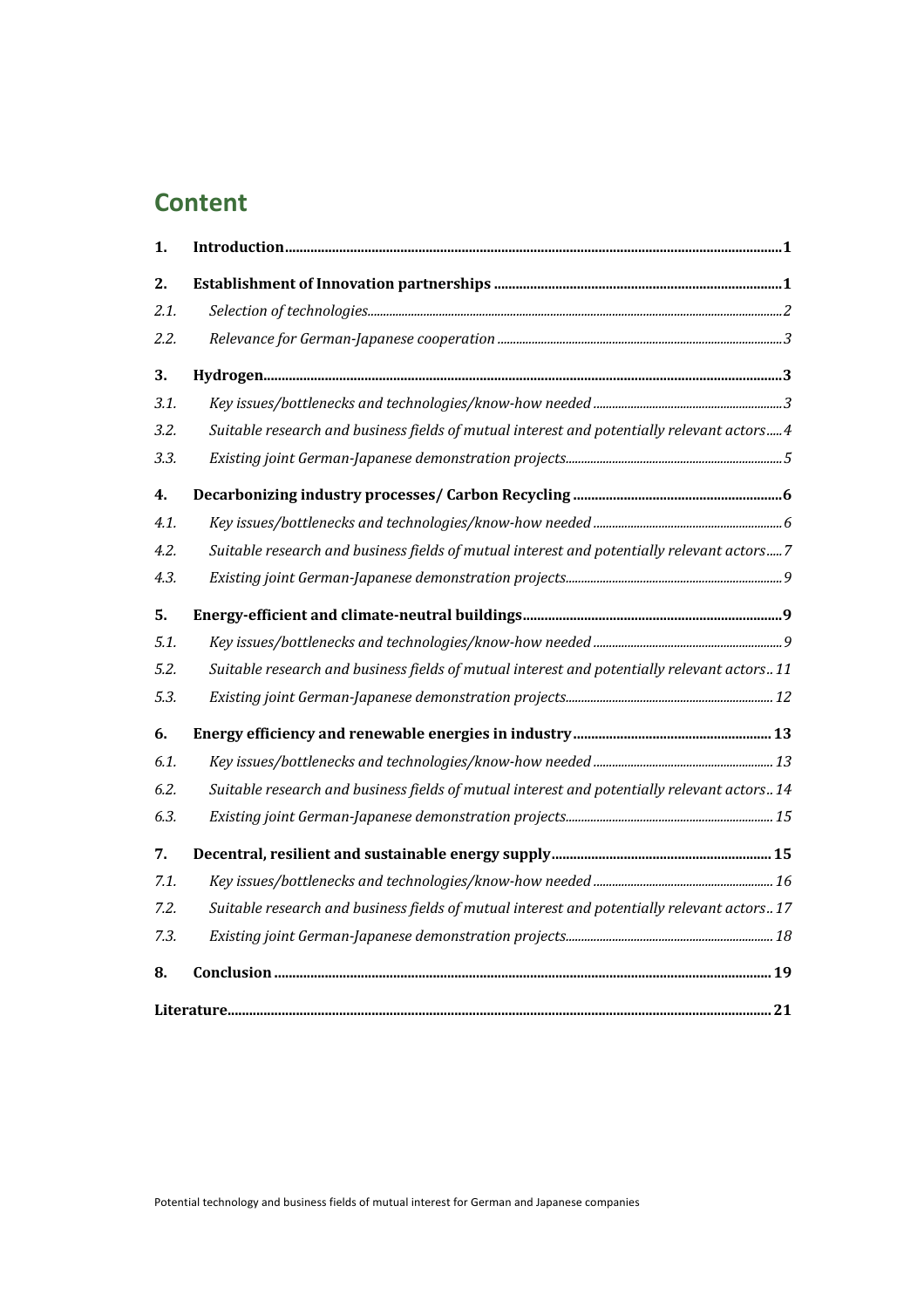# Content

| | | |
|---|---|---|
| **1.** | **Introduction** | **1** |
| **2.** | **Establishment of Innovation partnerships** | **1** |
| *2.1.* | *Selection of technologies* | *2* |
| *2.2.* | *Relevance for German-Japanese cooperation* | *3* |
| **3.** | **Hydrogen** | **3** |
| *3.1.* | *Key issues/bottlenecks and technologies/know-how needed* | *3* |
| *3.2.* | *Suitable research and business fields of mutual interest and potentially relevant actors* | *4* |
| *3.3.* | *Existing joint German-Japanese demonstration projects* | *5* |
| **4.** | **Decarbonizing industry processes/ Carbon Recycling** | **6** |
| *4.1.* | *Key issues/bottlenecks and technologies/know-how needed* | *6* |
| *4.2.* | *Suitable research and business fields of mutual interest and potentially relevant actors* | *7* |
| *4.3.* | *Existing joint German-Japanese demonstration projects* | *9* |
| **5.** | **Energy-efficient and climate-neutral buildings** | **9** |
| *5.1.* | *Key issues/bottlenecks and technologies/know-how needed* | *9* |
| *5.2.* | *Suitable research and business fields of mutual interest and potentially relevant actors* | *11* |
| *5.3.* | *Existing joint German-Japanese demonstration projects* | *12* |
| **6.** | **Energy efficiency and renewable energies in industry** | **13** |
| *6.1.* | *Key issues/bottlenecks and technologies/know-how needed* | *13* |
| *6.2.* | *Suitable research and business fields of mutual interest and potentially relevant actors* | *14* |
| *6.3.* | *Existing joint German-Japanese demonstration projects* | *15* |
| **7.** | **Decentral, resilient and sustainable energy supply** | **15** |
| *7.1.* | *Key issues/bottlenecks and technologies/know-how needed* | *16* |
| *7.2.* | *Suitable research and business fields of mutual interest and potentially relevant actors* | *17* |
| *7.3.* | *Existing joint German-Japanese demonstration projects* | *18* |
| **8.** | **Conclusion** | **19** |
| **Literature** | | **21** |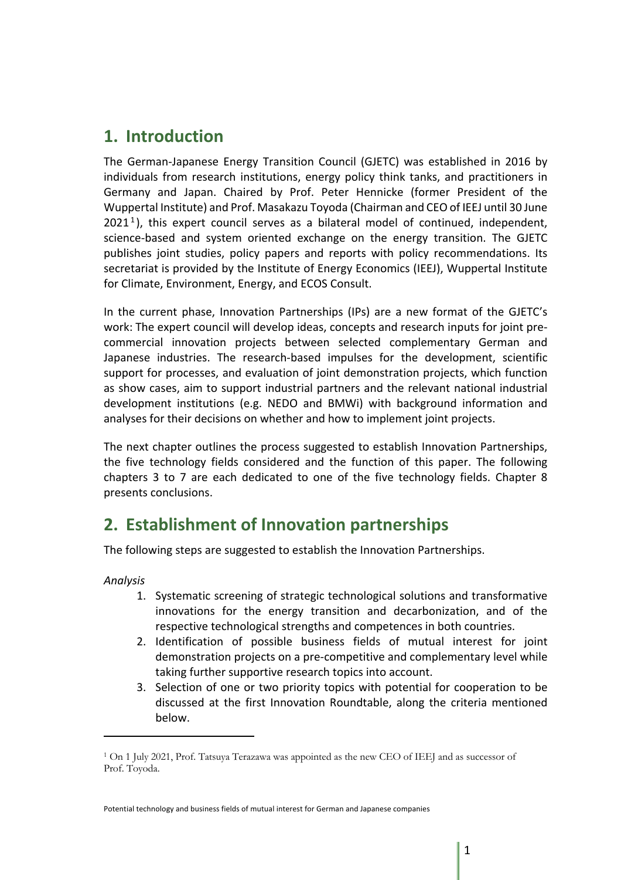# 1. Introduction

The German-Japanese Energy Transition Council (GJETC) was established in 2016 by individuals from research institutions, energy policy think tanks, and practitioners in Germany and Japan. Chaired by Prof. Peter Hennicke (former President of the Wuppertal Institute) and Prof. Masakazu Toyoda (Chairman and CEO of IEEJ until 30 June 2021[1]), this expert council serves as a bilateral model of continued, independent, science-based and system oriented exchange on the energy transition. The GJETC publishes joint studies, policy papers and reports with policy recommendations. Its secretariat is provided by the Institute of Energy Economics (IEEJ), Wuppertal Institute for Climate, Environment, Energy, and ECOS Consult.

In the current phase, Innovation Partnerships (IPs) are a new format of the GJETC's work: The expert council will develop ideas, concepts and research inputs for joint pre-commercial innovation projects between selected complementary German and Japanese industries. The research-based impulses for the development, scientific support for processes, and evaluation of joint demonstration projects, which function as show cases, aim to support industrial partners and the relevant national industrial development institutions (e.g. NEDO and BMWi) with background information and analyses for their decisions on whether and how to implement joint projects.

The next chapter outlines the process suggested to establish Innovation Partnerships, the five technology fields considered and the function of this paper. The following chapters 3 to 7 are each dedicated to one of the five technology fields. Chapter 8 presents conclusions.

# 2. Establishment of Innovation partnerships

The following steps are suggested to establish the Innovation Partnerships.

*Analysis*

1. Systematic screening of strategic technological solutions and transformative innovations for the energy transition and decarbonization, and of the respective technological strengths and competences in both countries.
2. Identification of possible business fields of mutual interest for joint demonstration projects on a pre-competitive and complementary level while taking further supportive research topics into account.
3. Selection of one or two priority topics with potential for cooperation to be discussed at the first Innovation Roundtable, along the criteria mentioned below.

[1] On 1 July 2021, Prof. Tatsuya Terazawa was appointed as the new CEO of IEEJ and as successor of Prof. Toyoda.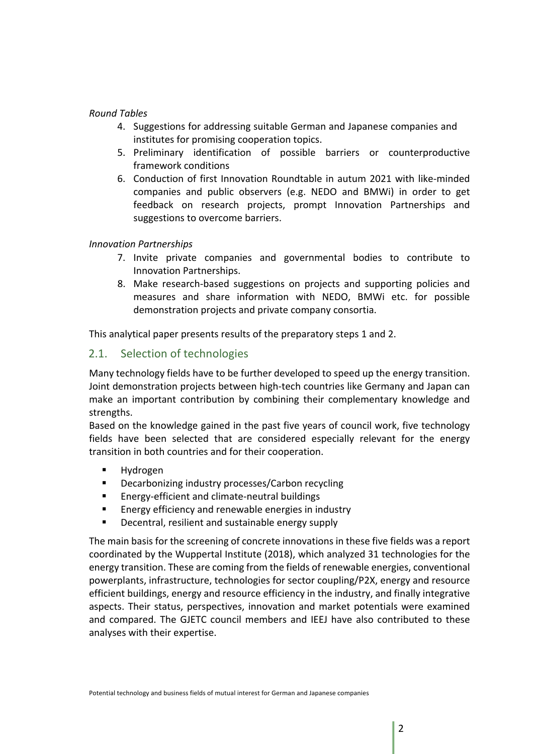*Round Tables*

4. Suggestions for addressing suitable German and Japanese companies and institutes for promising cooperation topics.
5. Preliminary identification of possible barriers or counterproductive framework conditions
6. Conduction of first Innovation Roundtable in autum 2021 with like-minded companies and public observers (e.g. NEDO and BMWi) in order to get feedback on research projects, prompt Innovation Partnerships and suggestions to overcome barriers.

*Innovation Partnerships*

7. Invite private companies and governmental bodies to contribute to Innovation Partnerships.
8. Make research-based suggestions on projects and supporting policies and measures and share information with NEDO, BMWi etc. for possible demonstration projects and private company consortia.

This analytical paper presents results of the preparatory steps 1 and 2.

## 2.1. Selection of technologies

Many technology fields have to be further developed to speed up the energy transition. Joint demonstration projects between high-tech countries like Germany and Japan can make an important contribution by combining their complementary knowledge and strengths.
Based on the knowledge gained in the past five years of council work, five technology fields have been selected that are considered especially relevant for the energy transition in both countries and for their cooperation.

- Hydrogen
- Decarbonizing industry processes/Carbon recycling
- Energy-efficient and climate-neutral buildings
- Energy efficiency and renewable energies in industry
- Decentral, resilient and sustainable energy supply

The main basis for the screening of concrete innovations in these five fields was a report coordinated by the Wuppertal Institute (2018), which analyzed 31 technologies for the energy transition. These are coming from the fields of renewable energies, conventional powerplants, infrastructure, technologies for sector coupling/P2X, energy and resource efficient buildings, energy and resource efficiency in the industry, and finally integrative aspects. Their status, perspectives, innovation and market potentials were examined and compared. The GJETC council members and IEEJ have also contributed to these analyses with their expertise.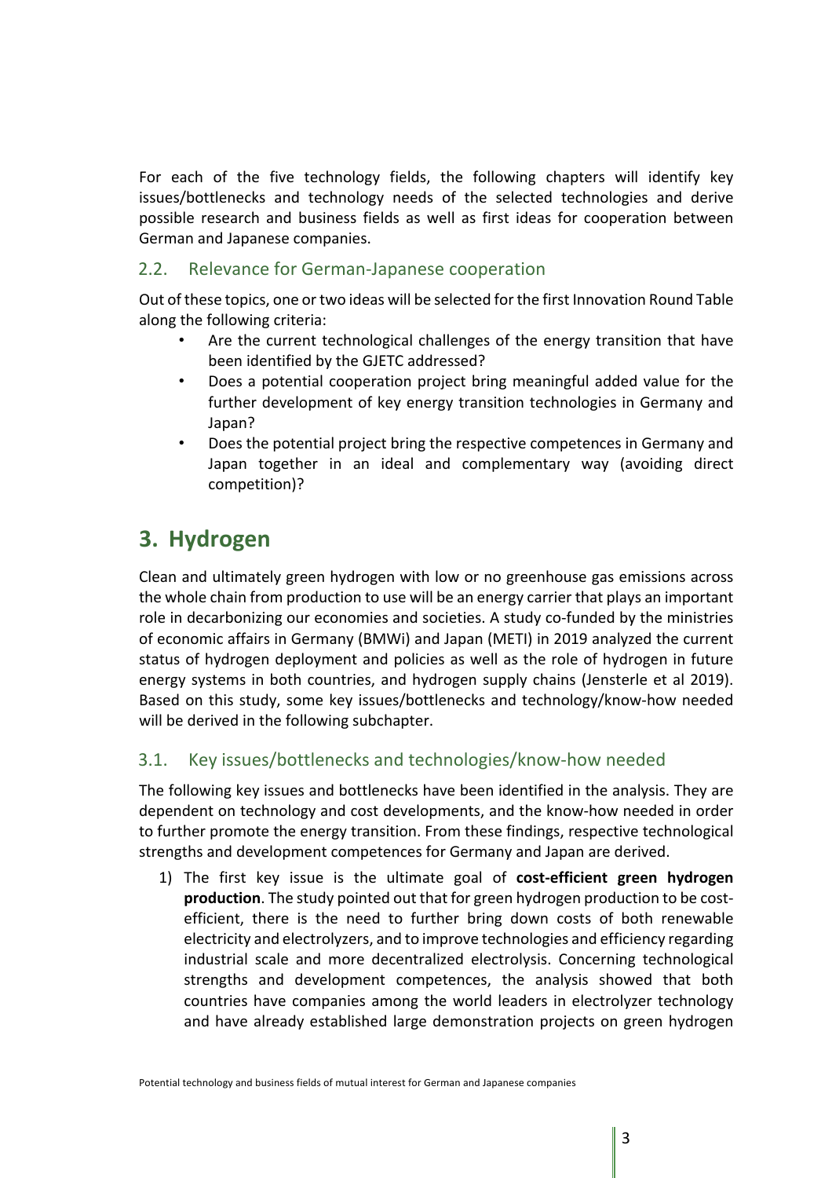For each of the five technology fields, the following chapters will identify key issues/bottlenecks and technology needs of the selected technologies and derive possible research and business fields as well as first ideas for cooperation between German and Japanese companies.

### 2.2. Relevance for German-Japanese cooperation

Out of these topics, one or two ideas will be selected for the first Innovation Round Table along the following criteria:

- Are the current technological challenges of the energy transition that have been identified by the GJETC addressed?
- Does a potential cooperation project bring meaningful added value for the further development of key energy transition technologies in Germany and Japan?
- Does the potential project bring the respective competences in Germany and Japan together in an ideal and complementary way (avoiding direct competition)?

## 3. Hydrogen

Clean and ultimately green hydrogen with low or no greenhouse gas emissions across the whole chain from production to use will be an energy carrier that plays an important role in decarbonizing our economies and societies. A study co-funded by the ministries of economic affairs in Germany (BMWi) and Japan (METI) in 2019 analyzed the current status of hydrogen deployment and policies as well as the role of hydrogen in future energy systems in both countries, and hydrogen supply chains (Jensterle et al 2019). Based on this study, some key issues/bottlenecks and technology/know-how needed will be derived in the following subchapter.

### 3.1. Key issues/bottlenecks and technologies/know-how needed

The following key issues and bottlenecks have been identified in the analysis. They are dependent on technology and cost developments, and the know-how needed in order to further promote the energy transition. From these findings, respective technological strengths and development competences for Germany and Japan are derived.

1) The first key issue is the ultimate goal of **cost-efficient green hydrogen production**. The study pointed out that for green hydrogen production to be cost-efficient, there is the need to further bring down costs of both renewable electricity and electrolyzers, and to improve technologies and efficiency regarding industrial scale and more decentralized electrolysis. Concerning technological strengths and development competences, the analysis showed that both countries have companies among the world leaders in electrolyzer technology and have already established large demonstration projects on green hydrogen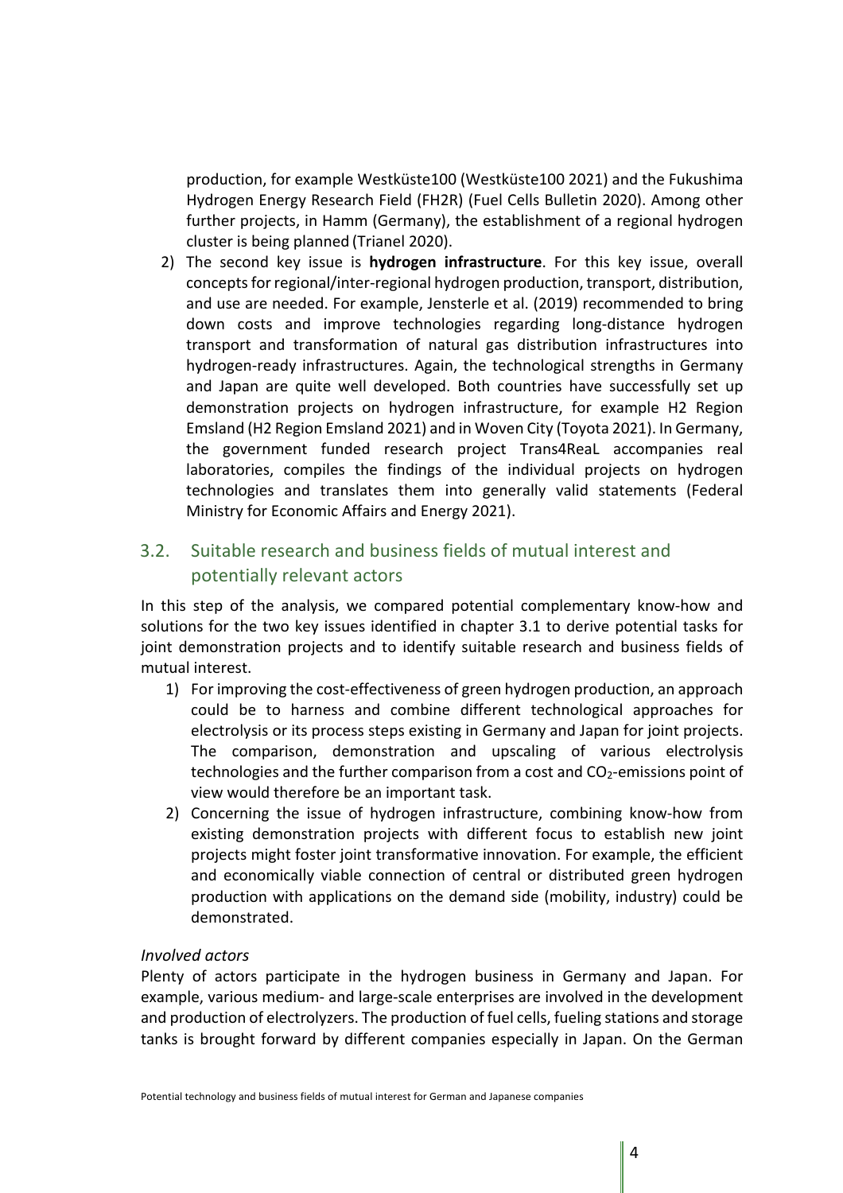production, for example Westküste100 (Westküste100 2021) and the Fukushima Hydrogen Energy Research Field (FH2R) (Fuel Cells Bulletin 2020). Among other further projects, in Hamm (Germany), the establishment of a regional hydrogen cluster is being planned (Trianel 2020).

2) The second key issue is **hydrogen infrastructure**. For this key issue, overall concepts for regional/inter-regional hydrogen production, transport, distribution, and use are needed. For example, Jensterle et al. (2019) recommended to bring down costs and improve technologies regarding long-distance hydrogen transport and transformation of natural gas distribution infrastructures into hydrogen-ready infrastructures. Again, the technological strengths in Germany and Japan are quite well developed. Both countries have successfully set up demonstration projects on hydrogen infrastructure, for example H2 Region Emsland (H2 Region Emsland 2021) and in Woven City (Toyota 2021). In Germany, the government funded research project Trans4ReaL accompanies real laboratories, compiles the findings of the individual projects on hydrogen technologies and translates them into generally valid statements (Federal Ministry for Economic Affairs and Energy 2021).

## 3.2. Suitable research and business fields of mutual interest and potentially relevant actors

In this step of the analysis, we compared potential complementary know-how and solutions for the two key issues identified in chapter 3.1 to derive potential tasks for joint demonstration projects and to identify suitable research and business fields of mutual interest.

1) For improving the cost-effectiveness of green hydrogen production, an approach could be to harness and combine different technological approaches for electrolysis or its process steps existing in Germany and Japan for joint projects. The comparison, demonstration and upscaling of various electrolysis technologies and the further comparison from a cost and $CO_2$-emissions point of view would therefore be an important task.
2) Concerning the issue of hydrogen infrastructure, combining know-how from existing demonstration projects with different focus to establish new joint projects might foster joint transformative innovation. For example, the efficient and economically viable connection of central or distributed green hydrogen production with applications on the demand side (mobility, industry) could be demonstrated.

*Involved actors*

Plenty of actors participate in the hydrogen business in Germany and Japan. For example, various medium- and large-scale enterprises are involved in the development and production of electrolyzers. The production of fuel cells, fueling stations and storage tanks is brought forward by different companies especially in Japan. On the German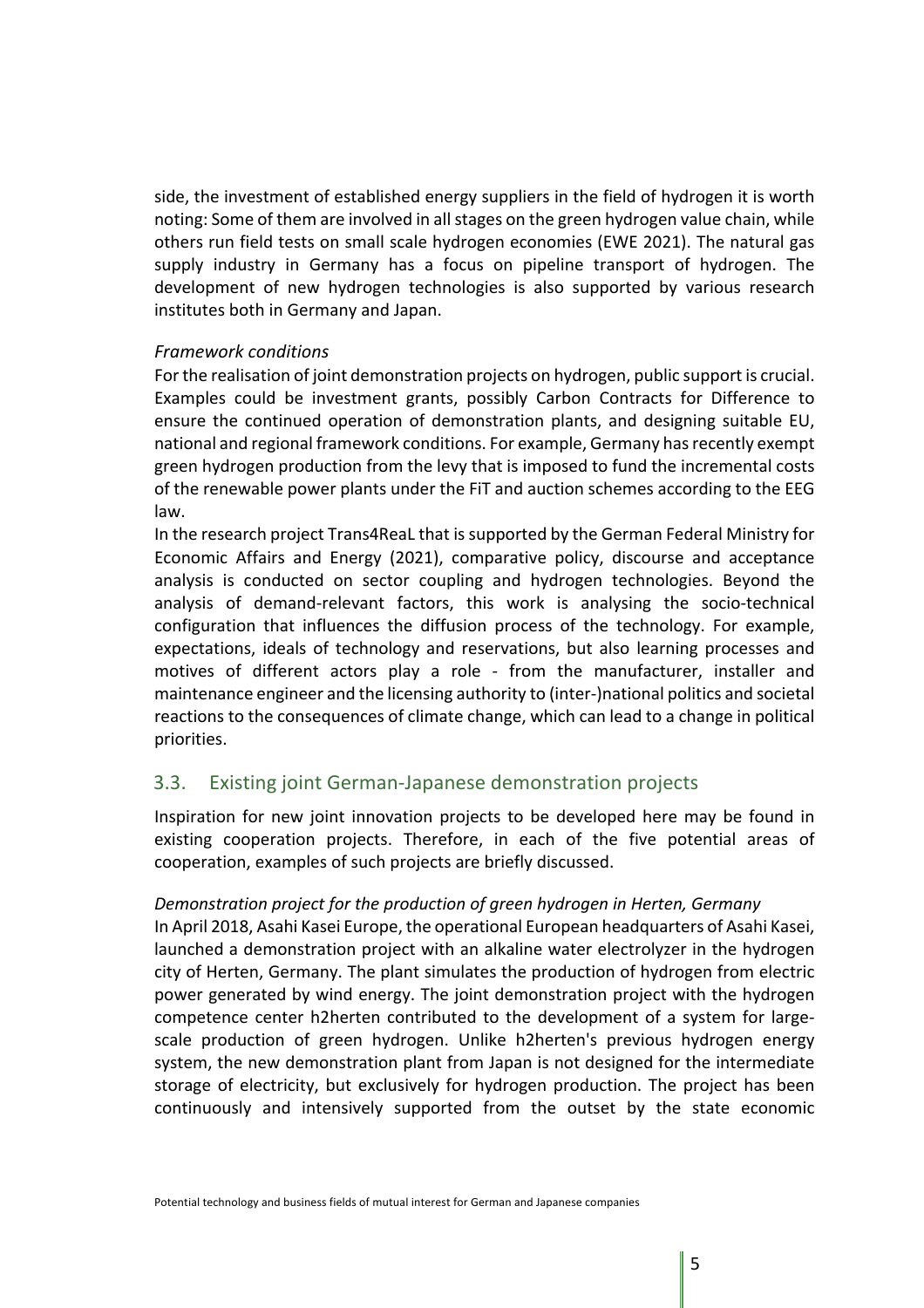side, the investment of established energy suppliers in the field of hydrogen it is worth noting: Some of them are involved in all stages on the green hydrogen value chain, while others run field tests on small scale hydrogen economies (EWE 2021). The natural gas supply industry in Germany has a focus on pipeline transport of hydrogen. The development of new hydrogen technologies is also supported by various research institutes both in Germany and Japan.

*Framework conditions*

For the realisation of joint demonstration projects on hydrogen, public support is crucial. Examples could be investment grants, possibly Carbon Contracts for Difference to ensure the continued operation of demonstration plants, and designing suitable EU, national and regional framework conditions. For example, Germany has recently exempt green hydrogen production from the levy that is imposed to fund the incremental costs of the renewable power plants under the FiT and auction schemes according to the EEG law.

In the research project Trans4ReaL that is supported by the German Federal Ministry for Economic Affairs and Energy (2021), comparative policy, discourse and acceptance analysis is conducted on sector coupling and hydrogen technologies. Beyond the analysis of demand-relevant factors, this work is analysing the socio-technical configuration that influences the diffusion process of the technology. For example, expectations, ideals of technology and reservations, but also learning processes and motives of different actors play a role - from the manufacturer, installer and maintenance engineer and the licensing authority to (inter-)national politics and societal reactions to the consequences of climate change, which can lead to a change in political priorities.

## 3.3. Existing joint German-Japanese demonstration projects

Inspiration for new joint innovation projects to be developed here may be found in existing cooperation projects. Therefore, in each of the five potential areas of cooperation, examples of such projects are briefly discussed.

*Demonstration project for the production of green hydrogen in Herten, Germany*

In April 2018, Asahi Kasei Europe, the operational European headquarters of Asahi Kasei, launched a demonstration project with an alkaline water electrolyzer in the hydrogen city of Herten, Germany. The plant simulates the production of hydrogen from electric power generated by wind energy. The joint demonstration project with the hydrogen competence center h2herten contributed to the development of a system for large-scale production of green hydrogen. Unlike h2herten's previous hydrogen energy system, the new demonstration plant from Japan is not designed for the intermediate storage of electricity, but exclusively for hydrogen production. The project has been continuously and intensively supported from the outset by the state economic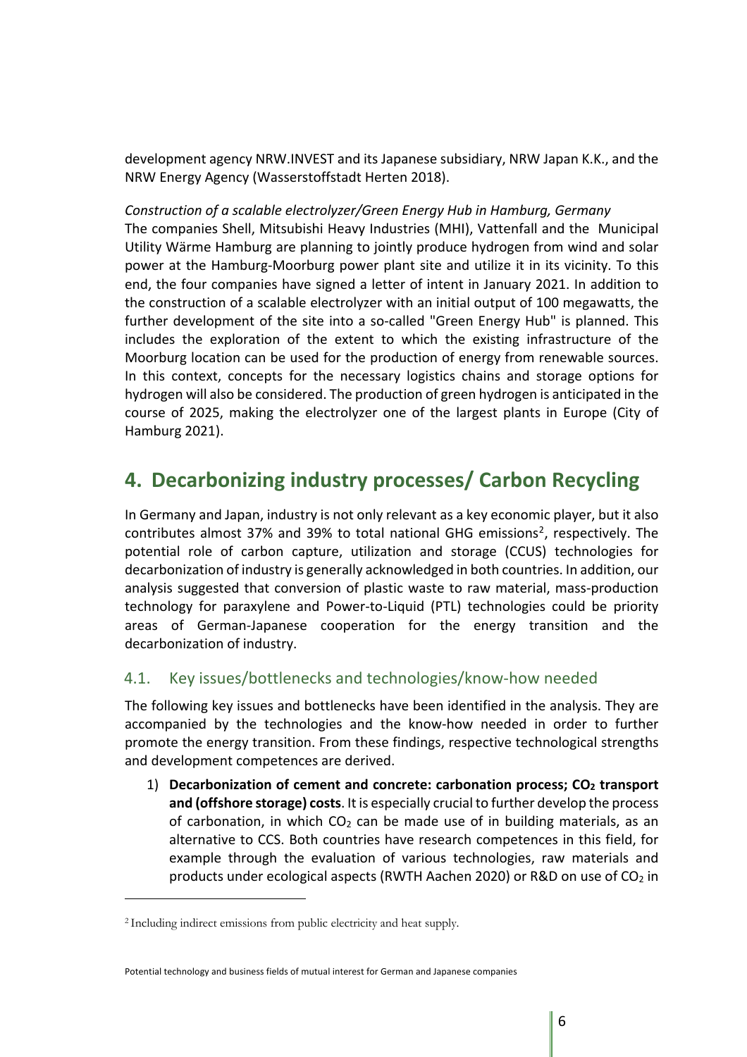development agency NRW.INVEST and its Japanese subsidiary, NRW Japan K.K., and the NRW Energy Agency (Wasserstoffstadt Herten 2018).

*Construction of a scalable electrolyzer/Green Energy Hub in Hamburg, Germany*

The companies Shell, Mitsubishi Heavy Industries (MHI), Vattenfall and the Municipal Utility Wärme Hamburg are planning to jointly produce hydrogen from wind and solar power at the Hamburg-Moorburg power plant site and utilize it in its vicinity. To this end, the four companies have signed a letter of intent in January 2021. In addition to the construction of a scalable electrolyzer with an initial output of 100 megawatts, the further development of the site into a so-called "Green Energy Hub" is planned. This includes the exploration of the extent to which the existing infrastructure of the Moorburg location can be used for the production of energy from renewable sources. In this context, concepts for the necessary logistics chains and storage options for hydrogen will also be considered. The production of green hydrogen is anticipated in the course of 2025, making the electrolyzer one of the largest plants in Europe (City of Hamburg 2021).

# 4. Decarbonizing industry processes/ Carbon Recycling

In Germany and Japan, industry is not only relevant as a key economic player, but it also contributes almost 37% and 39% to total national GHG emissions[2], respectively. The potential role of carbon capture, utilization and storage (CCUS) technologies for decarbonization of industry is generally acknowledged in both countries. In addition, our analysis suggested that conversion of plastic waste to raw material, mass-production technology for paraxylene and Power-to-Liquid (PTL) technologies could be priority areas of German-Japanese cooperation for the energy transition and the decarbonization of industry.

## 4.1. Key issues/bottlenecks and technologies/know-how needed

The following key issues and bottlenecks have been identified in the analysis. They are accompanied by the technologies and the know-how needed in order to further promote the energy transition. From these findings, respective technological strengths and development competences are derived.

1) **Decarbonization of cement and concrete: carbonation process; $CO_2$ transport and (offshore storage) costs**. It is especially crucial to further develop the process of carbonation, in which $CO_2$ can be made use of in building materials, as an alternative to CCS. Both countries have research competences in this field, for example through the evaluation of various technologies, raw materials and products under ecological aspects (RWTH Aachen 2020) or R&D on use of $CO_2$ in

[2] Including indirect emissions from public electricity and heat supply.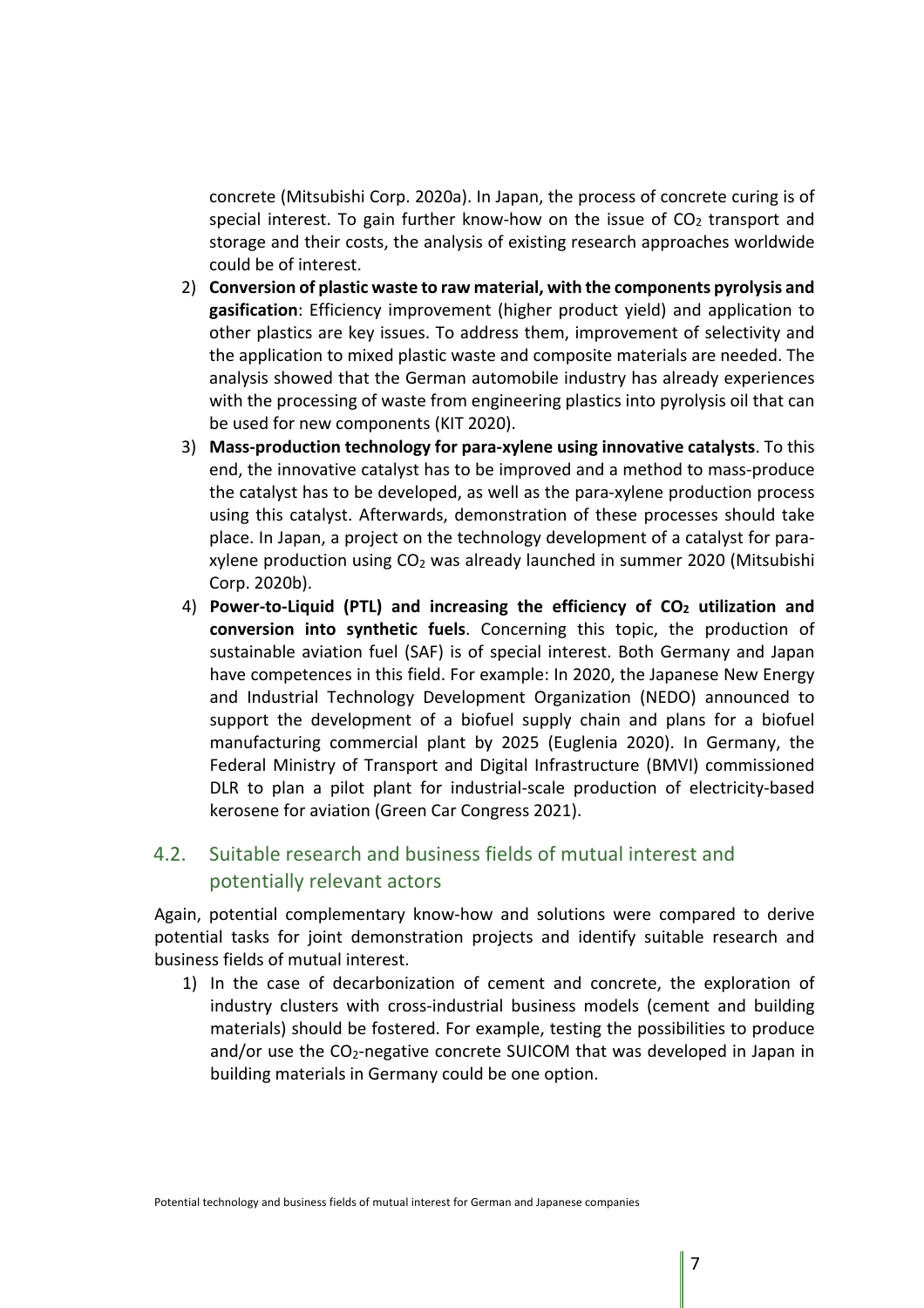concrete (Mitsubishi Corp. 2020a). In Japan, the process of concrete curing is of special interest. To gain further know-how on the issue of $CO_2$ transport and storage and their costs, the analysis of existing research approaches worldwide could be of interest.

2) **Conversion of plastic waste to raw material, with the components pyrolysis and gasification**: Efficiency improvement (higher product yield) and application to other plastics are key issues. To address them, improvement of selectivity and the application to mixed plastic waste and composite materials are needed. The analysis showed that the German automobile industry has already experiences with the processing of waste from engineering plastics into pyrolysis oil that can be used for new components (KIT 2020).
3) **Mass-production technology for para-xylene using innovative catalysts**. To this end, the innovative catalyst has to be improved and a method to mass-produce the catalyst has to be developed, as well as the para-xylene production process using this catalyst. Afterwards, demonstration of these processes should take place. In Japan, a project on the technology development of a catalyst for para-xylene production using $CO_2$ was already launched in summer 2020 (Mitsubishi Corp. 2020b).
4) **Power-to-Liquid (PTL) and increasing the efficiency of $CO_2$ utilization and conversion into synthetic fuels**. Concerning this topic, the production of sustainable aviation fuel (SAF) is of special interest. Both Germany and Japan have competences in this field. For example: In 2020, the Japanese New Energy and Industrial Technology Development Organization (NEDO) announced to support the development of a biofuel supply chain and plans for a biofuel manufacturing commercial plant by 2025 (Euglenia 2020). In Germany, the Federal Ministry of Transport and Digital Infrastructure (BMVI) commissioned DLR to plan a pilot plant for industrial-scale production of electricity-based kerosene for aviation (Green Car Congress 2021).

## 4.2. Suitable research and business fields of mutual interest and potentially relevant actors

Again, potential complementary know-how and solutions were compared to derive potential tasks for joint demonstration projects and identify suitable research and business fields of mutual interest.

1) In the case of decarbonization of cement and concrete, the exploration of industry clusters with cross-industrial business models (cement and building materials) should be fostered. For example, testing the possibilities to produce and/or use the $CO_2$-negative concrete SUICOM that was developed in Japan in building materials in Germany could be one option.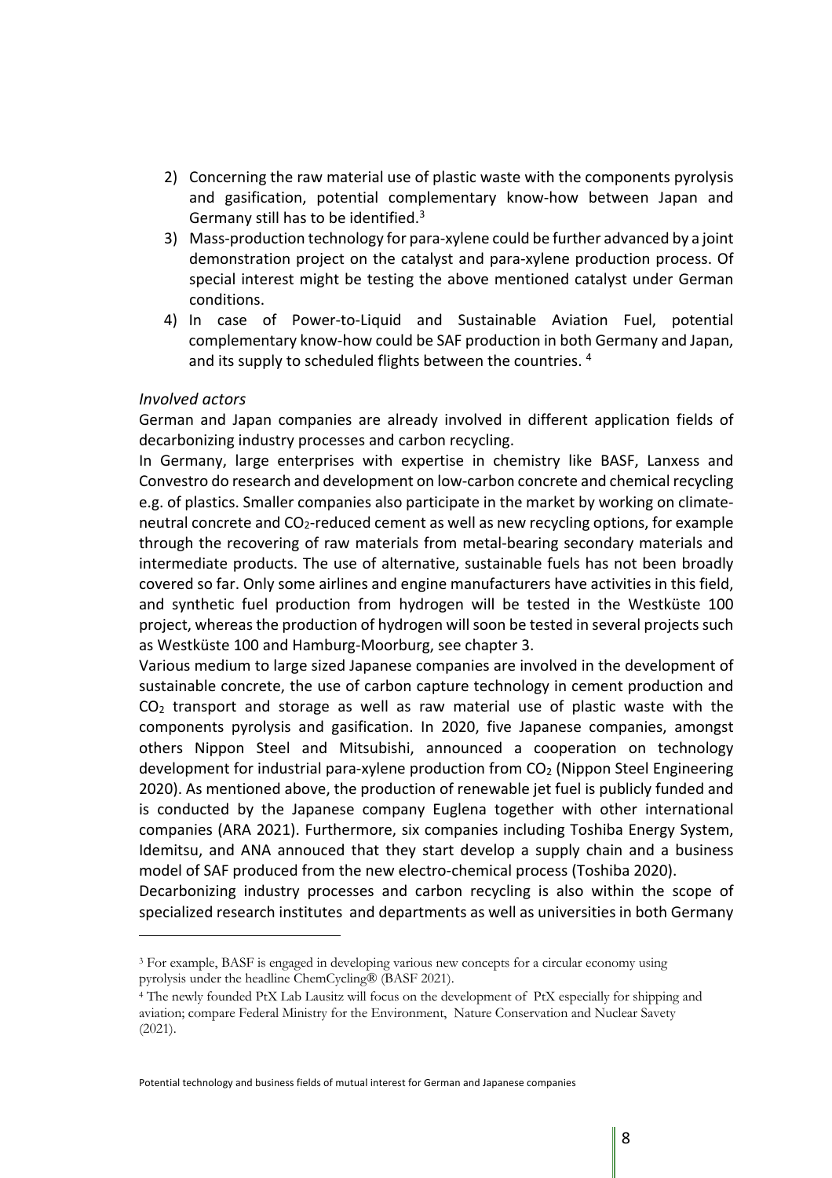2) Concerning the raw material use of plastic waste with the components pyrolysis and gasification, potential complementary know-how between Japan and Germany still has to be identified.[3]
3) Mass-production technology for para-xylene could be further advanced by a joint demonstration project on the catalyst and para-xylene production process. Of special interest might be testing the above mentioned catalyst under German conditions.
4) In case of Power-to-Liquid and Sustainable Aviation Fuel, potential complementary know-how could be SAF production in both Germany and Japan, and its supply to scheduled flights between the countries.[4]

*Involved actors*

German and Japan companies are already involved in different application fields of decarbonizing industry processes and carbon recycling.

In Germany, large enterprises with expertise in chemistry like BASF, Lanxess and Convestro do research and development on low-carbon concrete and chemical recycling e.g. of plastics. Smaller companies also participate in the market by working on climate-neutral concrete and $CO_2$-reduced cement as well as new recycling options, for example through the recovering of raw materials from metal-bearing secondary materials and intermediate products. The use of alternative, sustainable fuels has not been broadly covered so far. Only some airlines and engine manufacturers have activities in this field, and synthetic fuel production from hydrogen will be tested in the Westküste 100 project, whereas the production of hydrogen will soon be tested in several projects such as Westküste 100 and Hamburg-Moorburg, see chapter 3.

Various medium to large sized Japanese companies are involved in the development of sustainable concrete, the use of carbon capture technology in cement production and $CO_2$ transport and storage as well as raw material use of plastic waste with the components pyrolysis and gasification. In 2020, five Japanese companies, amongst others Nippon Steel and Mitsubishi, announced a cooperation on technology development for industrial para-xylene production from $CO_2$ (Nippon Steel Engineering 2020). As mentioned above, the production of renewable jet fuel is publicly funded and is conducted by the Japanese company Euglena together with other international companies (ARA 2021). Furthermore, six companies including Toshiba Energy System, Idemitsu, and ANA annouced that they start develop a supply chain and a business model of SAF produced from the new electro-chemical process (Toshiba 2020).

Decarbonizing industry processes and carbon recycling is also within the scope of specialized research institutes and departments as well as universities in both Germany

[3] For example, BASF is engaged in developing various new concepts for a circular economy using pyrolysis under the headline ChemCycling® (BASF 2021).

[4] The newly founded PtX Lab Lausitz will focus on the development of PtX especially for shipping and aviation; compare Federal Ministry for the Environment, Nature Conservation and Nuclear Savety (2021).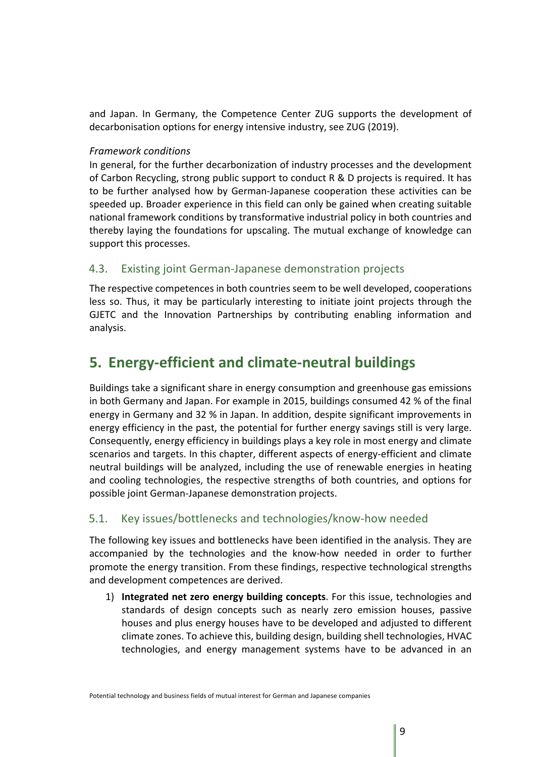and Japan. In Germany, the Competence Center ZUG supports the development of decarbonisation options for energy intensive industry, see ZUG (2019).

*Framework conditions*

In general, for the further decarbonization of industry processes and the development of Carbon Recycling, strong public support to conduct R & D projects is required. It has to be further analysed how by German-Japanese cooperation these activities can be speeded up. Broader experience in this field can only be gained when creating suitable national framework conditions by transformative industrial policy in both countries and thereby laying the foundations for upscaling. The mutual exchange of knowledge can support this processes.

## 4.3. Existing joint German-Japanese demonstration projects

The respective competences in both countries seem to be well developed, cooperations less so. Thus, it may be particularly interesting to initiate joint projects through the GJETC and the Innovation Partnerships by contributing enabling information and analysis.

# 5. Energy-efficient and climate-neutral buildings

Buildings take a significant share in energy consumption and greenhouse gas emissions in both Germany and Japan. For example in 2015, buildings consumed 42 % of the final energy in Germany and 32 % in Japan. In addition, despite significant improvements in energy efficiency in the past, the potential for further energy savings still is very large. Consequently, energy efficiency in buildings plays a key role in most energy and climate scenarios and targets. In this chapter, different aspects of energy-efficient and climate neutral buildings will be analyzed, including the use of renewable energies in heating and cooling technologies, the respective strengths of both countries, and options for possible joint German-Japanese demonstration projects.

## 5.1. Key issues/bottlenecks and technologies/know-how needed

The following key issues and bottlenecks have been identified in the analysis. They are accompanied by the technologies and the know-how needed in order to further promote the energy transition. From these findings, respective technological strengths and development competences are derived.

1) **Integrated net zero energy building concepts**. For this issue, technologies and standards of design concepts such as nearly zero emission houses, passive houses and plus energy houses have to be developed and adjusted to different climate zones. To achieve this, building design, building shell technologies, HVAC technologies, and energy management systems have to be advanced in an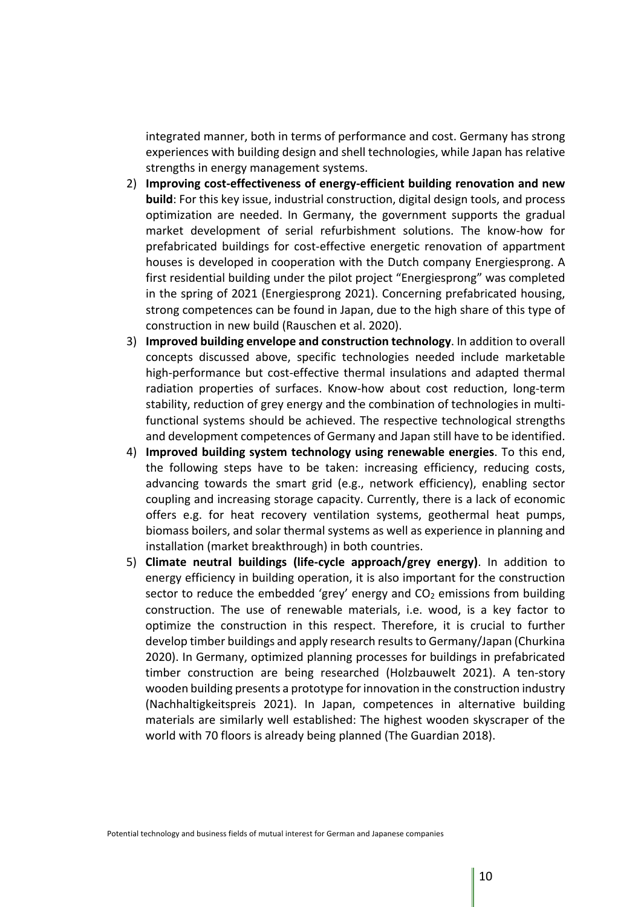integrated manner, both in terms of performance and cost. Germany has strong experiences with building design and shell technologies, while Japan has relative strengths in energy management systems.

2) **Improving cost-effectiveness of energy-efficient building renovation and new build**: For this key issue, industrial construction, digital design tools, and process optimization are needed. In Germany, the government supports the gradual market development of serial refurbishment solutions. The know-how for prefabricated buildings for cost-effective energetic renovation of appartment houses is developed in cooperation with the Dutch company Energiesprong. A first residential building under the pilot project "Energiesprong" was completed in the spring of 2021 (Energiesprong 2021). Concerning prefabricated housing, strong competences can be found in Japan, due to the high share of this type of construction in new build (Rauschen et al. 2020).
3) **Improved building envelope and construction technology**. In addition to overall concepts discussed above, specific technologies needed include marketable high-performance but cost-effective thermal insulations and adapted thermal radiation properties of surfaces. Know-how about cost reduction, long-term stability, reduction of grey energy and the combination of technologies in multi-functional systems should be achieved. The respective technological strengths and development competences of Germany and Japan still have to be identified.
4) **Improved building system technology using renewable energies**. To this end, the following steps have to be taken: increasing efficiency, reducing costs, advancing towards the smart grid (e.g., network efficiency), enabling sector coupling and increasing storage capacity. Currently, there is a lack of economic offers e.g. for heat recovery ventilation systems, geothermal heat pumps, biomass boilers, and solar thermal systems as well as experience in planning and installation (market breakthrough) in both countries.
5) **Climate neutral buildings (life-cycle approach/grey energy)**. In addition to energy efficiency in building operation, it is also important for the construction sector to reduce the embedded 'grey' energy and $CO_2$ emissions from building construction. The use of renewable materials, i.e. wood, is a key factor to optimize the construction in this respect. Therefore, it is crucial to further develop timber buildings and apply research results to Germany/Japan (Churkina 2020). In Germany, optimized planning processes for buildings in prefabricated timber construction are being researched (Holzbauwelt 2021). A ten-story wooden building presents a prototype for innovation in the construction industry (Nachhaltigkeitspreis 2021). In Japan, competences in alternative building materials are similarly well established: The highest wooden skyscraper of the world with 70 floors is already being planned (The Guardian 2018).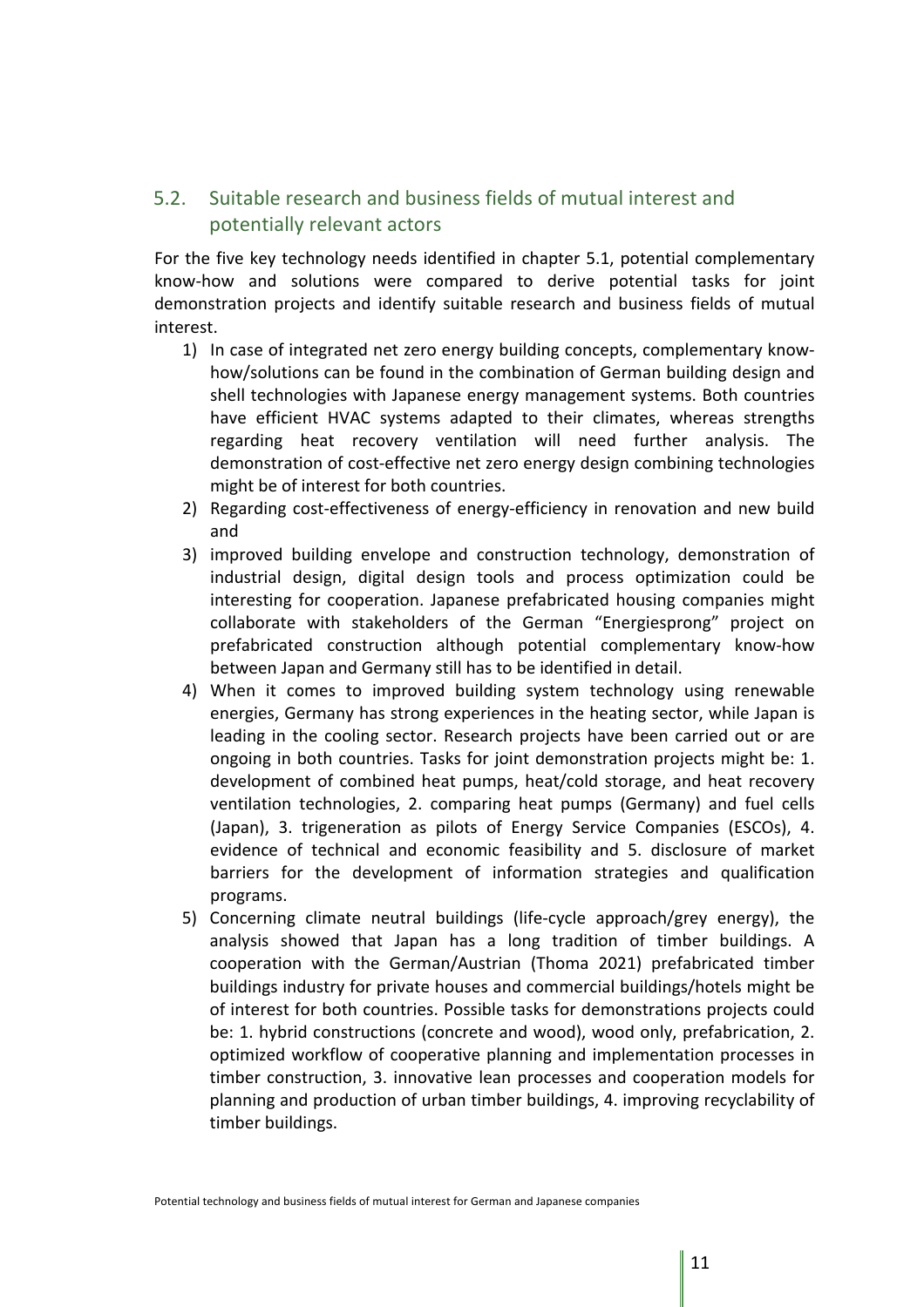## 5.2. Suitable research and business fields of mutual interest and potentially relevant actors

For the five key technology needs identified in chapter 5.1, potential complementary know-how and solutions were compared to derive potential tasks for joint demonstration projects and identify suitable research and business fields of mutual interest.

1) In case of integrated net zero energy building concepts, complementary know-how/solutions can be found in the combination of German building design and shell technologies with Japanese energy management systems. Both countries have efficient HVAC systems adapted to their climates, whereas strengths regarding heat recovery ventilation will need further analysis. The demonstration of cost-effective net zero energy design combining technologies might be of interest for both countries.
2) Regarding cost-effectiveness of energy-efficiency in renovation and new build and
3) improved building envelope and construction technology, demonstration of industrial design, digital design tools and process optimization could be interesting for cooperation. Japanese prefabricated housing companies might collaborate with stakeholders of the German "Energiesprong" project on prefabricated construction although potential complementary know-how between Japan and Germany still has to be identified in detail.
4) When it comes to improved building system technology using renewable energies, Germany has strong experiences in the heating sector, while Japan is leading in the cooling sector. Research projects have been carried out or are ongoing in both countries. Tasks for joint demonstration projects might be: 1. development of combined heat pumps, heat/cold storage, and heat recovery ventilation technologies, 2. comparing heat pumps (Germany) and fuel cells (Japan), 3. trigeneration as pilots of Energy Service Companies (ESCOs), 4. evidence of technical and economic feasibility and 5. disclosure of market barriers for the development of information strategies and qualification programs.
5) Concerning climate neutral buildings (life-cycle approach/grey energy), the analysis showed that Japan has a long tradition of timber buildings. A cooperation with the German/Austrian (Thoma 2021) prefabricated timber buildings industry for private houses and commercial buildings/hotels might be of interest for both countries. Possible tasks for demonstrations projects could be: 1. hybrid constructions (concrete and wood), wood only, prefabrication, 2. optimized workflow of cooperative planning and implementation processes in timber construction, 3. innovative lean processes and cooperation models for planning and production of urban timber buildings, 4. improving recyclability of timber buildings.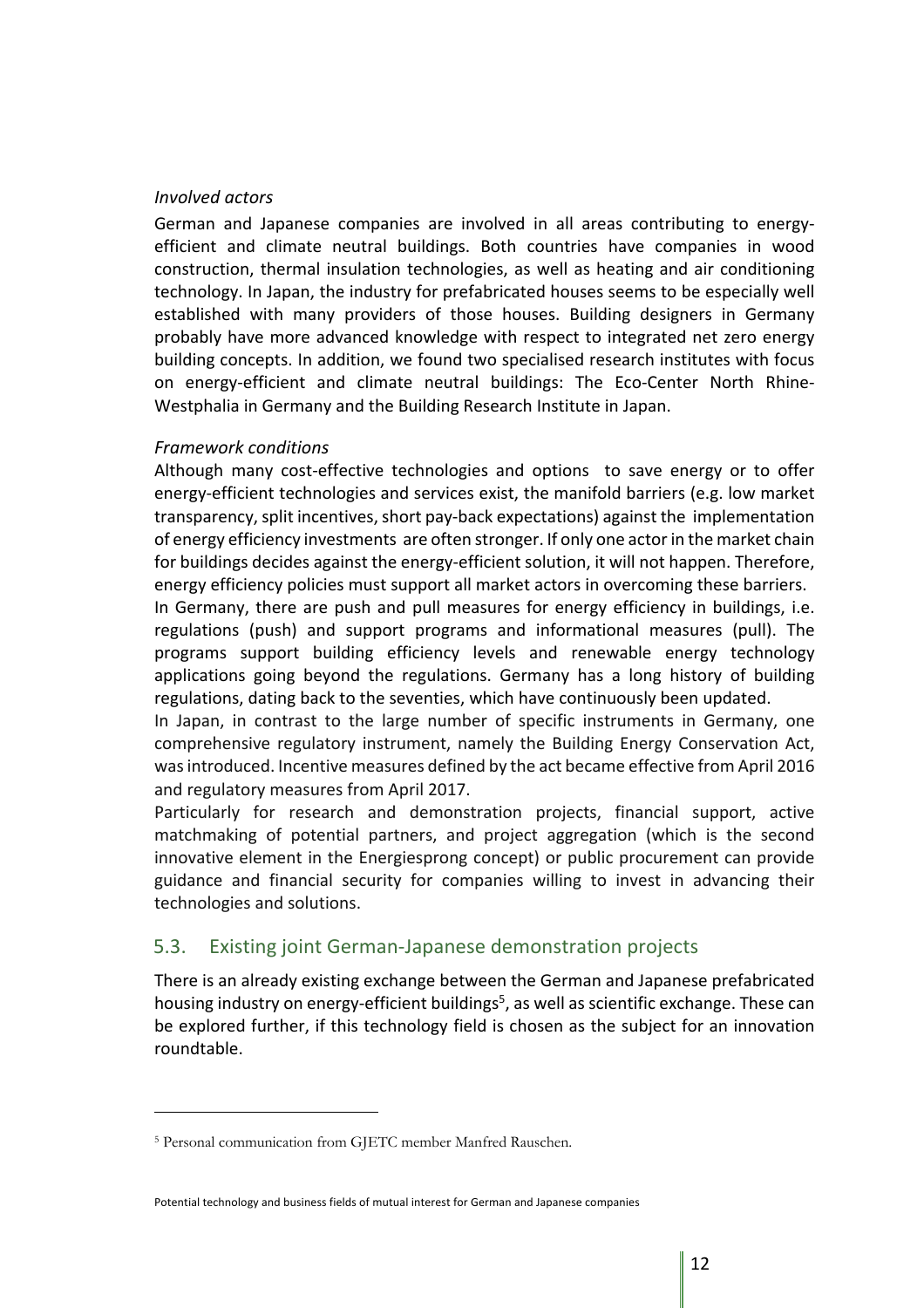*Involved actors*

German and Japanese companies are involved in all areas contributing to energy-efficient and climate neutral buildings. Both countries have companies in wood construction, thermal insulation technologies, as well as heating and air conditioning technology. In Japan, the industry for prefabricated houses seems to be especially well established with many providers of those houses. Building designers in Germany probably have more advanced knowledge with respect to integrated net zero energy building concepts. In addition, we found two specialised research institutes with focus on energy-efficient and climate neutral buildings: The Eco-Center North Rhine-Westphalia in Germany and the Building Research Institute in Japan.

*Framework conditions*

Although many cost-effective technologies and options to save energy or to offer energy-efficient technologies and services exist, the manifold barriers (e.g. low market transparency, split incentives, short pay-back expectations) against the implementation of energy efficiency investments are often stronger. If only one actor in the market chain for buildings decides against the energy-efficient solution, it will not happen. Therefore, energy efficiency policies must support all market actors in overcoming these barriers.

In Germany, there are push and pull measures for energy efficiency in buildings, i.e. regulations (push) and support programs and informational measures (pull). The programs support building efficiency levels and renewable energy technology applications going beyond the regulations. Germany has a long history of building regulations, dating back to the seventies, which have continuously been updated.

In Japan, in contrast to the large number of specific instruments in Germany, one comprehensive regulatory instrument, namely the Building Energy Conservation Act, was introduced. Incentive measures defined by the act became effective from April 2016 and regulatory measures from April 2017.

Particularly for research and demonstration projects, financial support, active matchmaking of potential partners, and project aggregation (which is the second innovative element in the Energiesprong concept) or public procurement can provide guidance and financial security for companies willing to invest in advancing their technologies and solutions.

## 5.3. Existing joint German-Japanese demonstration projects

There is an already existing exchange between the German and Japanese prefabricated housing industry on energy-efficient buildings[5], as well as scientific exchange. These can be explored further, if this technology field is chosen as the subject for an innovation roundtable.

---

[5] Personal communication from GJETC member Manfred Rauschen.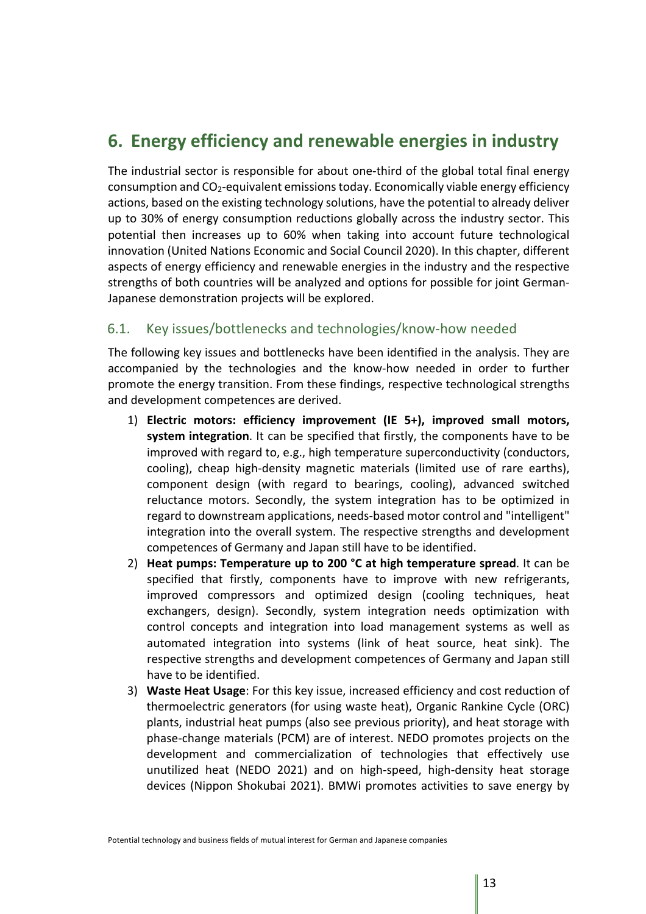# 6. Energy efficiency and renewable energies in industry

The industrial sector is responsible for about one-third of the global total final energy consumption and $CO_2$-equivalent emissions today. Economically viable energy efficiency actions, based on the existing technology solutions, have the potential to already deliver up to 30% of energy consumption reductions globally across the industry sector. This potential then increases up to 60% when taking into account future technological innovation (United Nations Economic and Social Council 2020). In this chapter, different aspects of energy efficiency and renewable energies in the industry and the respective strengths of both countries will be analyzed and options for possible for joint German-Japanese demonstration projects will be explored.

## 6.1. Key issues/bottlenecks and technologies/know-how needed

The following key issues and bottlenecks have been identified in the analysis. They are accompanied by the technologies and the know-how needed in order to further promote the energy transition. From these findings, respective technological strengths and development competences are derived.

1) **Electric motors: efficiency improvement (IE 5+), improved small motors, system integration**. It can be specified that firstly, the components have to be improved with regard to, e.g., high temperature superconductivity (conductors, cooling), cheap high-density magnetic materials (limited use of rare earths), component design (with regard to bearings, cooling), advanced switched reluctance motors. Secondly, the system integration has to be optimized in regard to downstream applications, needs-based motor control and "intelligent" integration into the overall system. The respective strengths and development competences of Germany and Japan still have to be identified.
2) **Heat pumps: Temperature up to 200 °C at high temperature spread**. It can be specified that firstly, components have to improve with new refrigerants, improved compressors and optimized design (cooling techniques, heat exchangers, design). Secondly, system integration needs optimization with control concepts and integration into load management systems as well as automated integration into systems (link of heat source, heat sink). The respective strengths and development competences of Germany and Japan still have to be identified.
3) **Waste Heat Usage**: For this key issue, increased efficiency and cost reduction of thermoelectric generators (for using waste heat), Organic Rankine Cycle (ORC) plants, industrial heat pumps (also see previous priority), and heat storage with phase-change materials (PCM) are of interest. NEDO promotes projects on the development and commercialization of technologies that effectively use unutilized heat (NEDO 2021) and on high-speed, high-density heat storage devices (Nippon Shokubai 2021). BMWi promotes activities to save energy by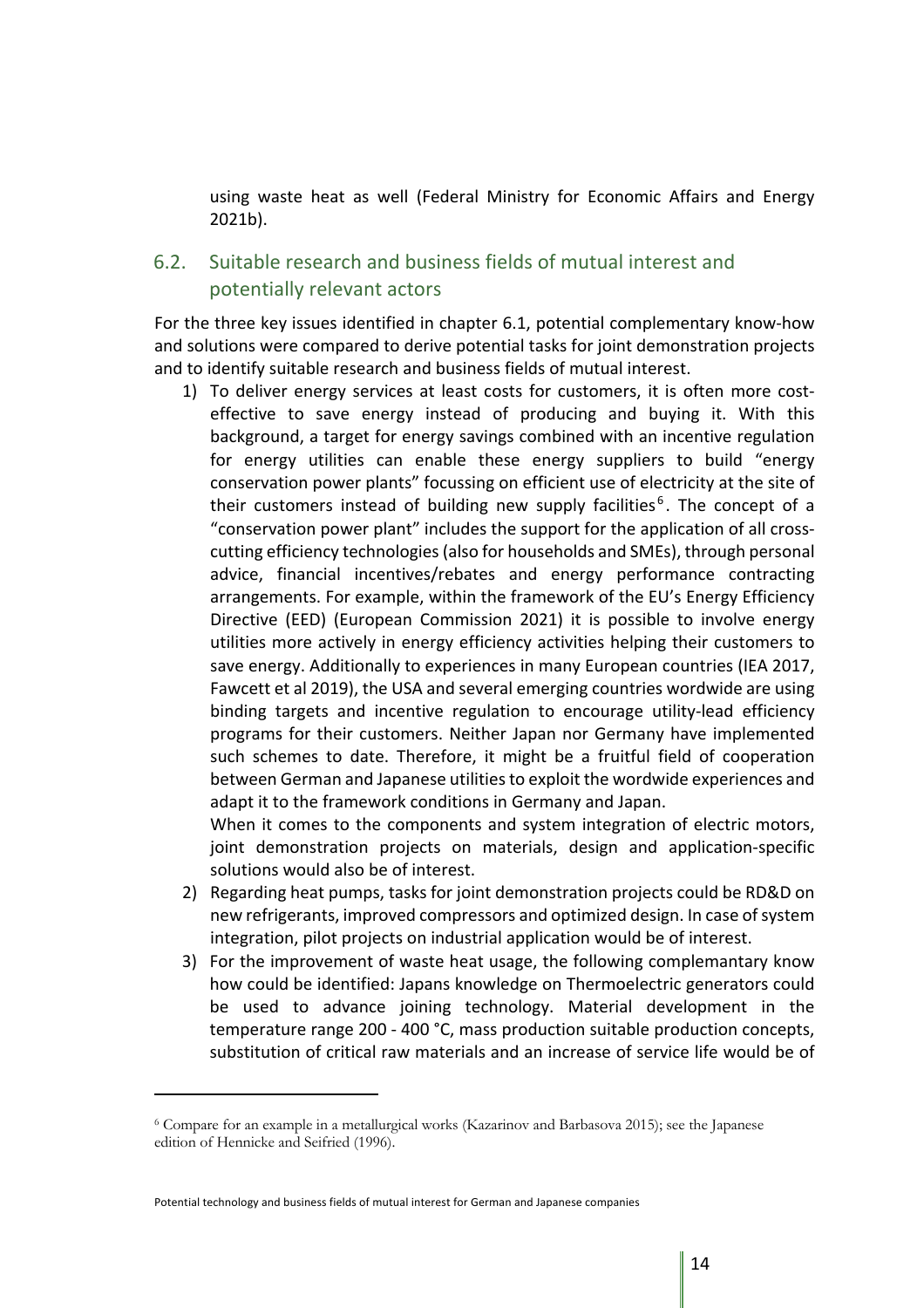using waste heat as well (Federal Ministry for Economic Affairs and Energy 2021b).

## 6.2. Suitable research and business fields of mutual interest and potentially relevant actors

For the three key issues identified in chapter 6.1, potential complementary know-how and solutions were compared to derive potential tasks for joint demonstration projects and to identify suitable research and business fields of mutual interest.

1) To deliver energy services at least costs for customers, it is often more cost-effective to save energy instead of producing and buying it. With this background, a target for energy savings combined with an incentive regulation for energy utilities can enable these energy suppliers to build "energy conservation power plants" focussing on efficient use of electricity at the site of their customers instead of building new supply facilities[6]. The concept of a "conservation power plant" includes the support for the application of all cross-cutting efficiency technologies (also for households and SMEs), through personal advice, financial incentives/rebates and energy performance contracting arrangements. For example, within the framework of the EU's Energy Efficiency Directive (EED) (European Commission 2021) it is possible to involve energy utilities more actively in energy efficiency activities helping their customers to save energy. Additionally to experiences in many European countries (IEA 2017, Fawcett et al 2019), the USA and several emerging countries wordwide are using binding targets and incentive regulation to encourage utility-lead efficiency programs for their customers. Neither Japan nor Germany have implemented such schemes to date. Therefore, it might be a fruitful field of cooperation between German and Japanese utilities to exploit the wordwide experiences and adapt it to the framework conditions in Germany and Japan.
   When it comes to the components and system integration of electric motors, joint demonstration projects on materials, design and application-specific solutions would also be of interest.
2) Regarding heat pumps, tasks for joint demonstration projects could be RD&D on new refrigerants, improved compressors and optimized design. In case of system integration, pilot projects on industrial application would be of interest.
3) For the improvement of waste heat usage, the following complemantary know how could be identified: Japans knowledge on Thermoelectric generators could be used to advance joining technology. Material development in the temperature range 200 - 400 °C, mass production suitable production concepts, substitution of critical raw materials and an increase of service life would be of

[6] Compare for an example in a metallurgical works (Kazarinov and Barbasova 2015); see the Japanese edition of Hennicke and Seifried (1996).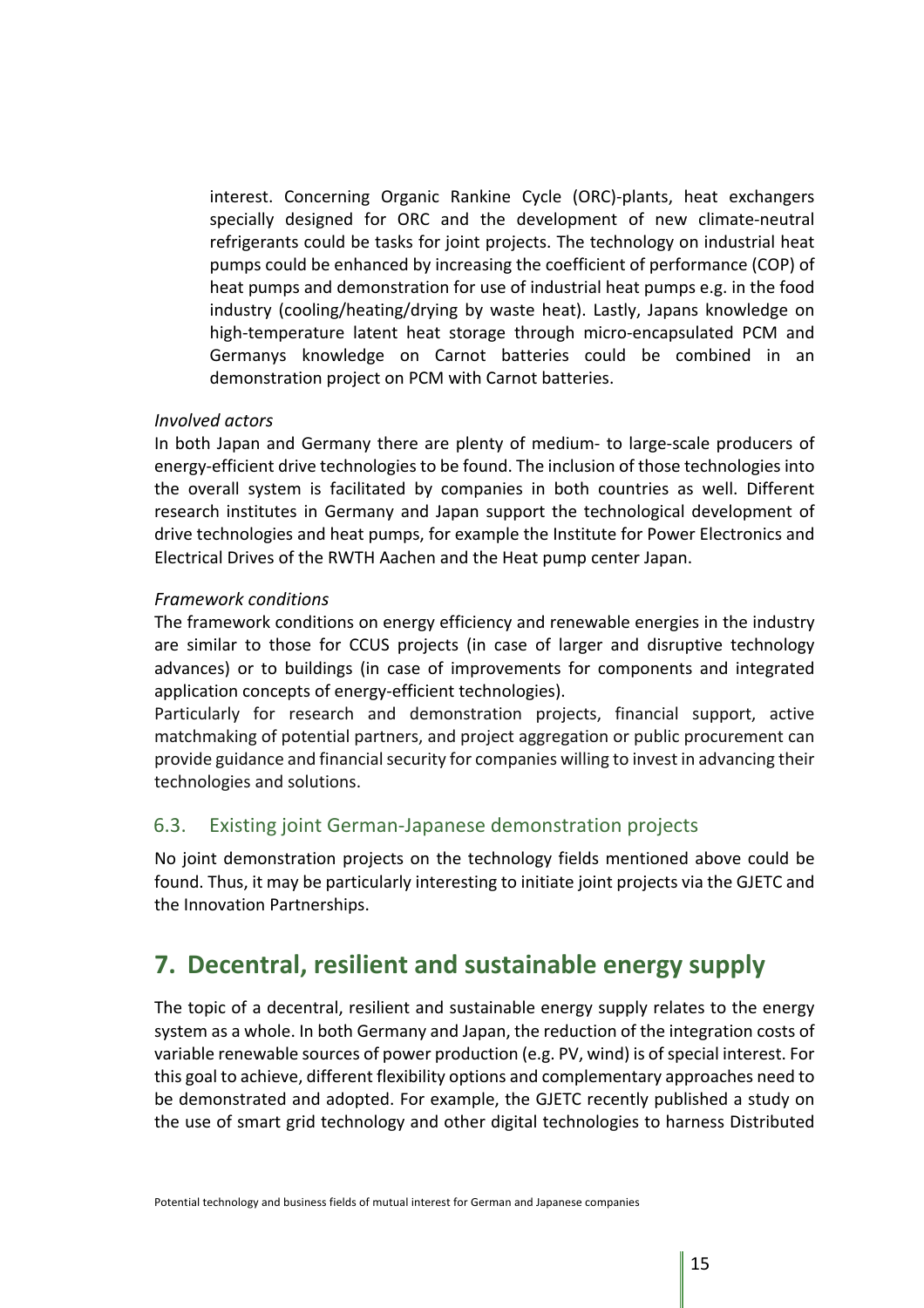interest. Concerning Organic Rankine Cycle (ORC)-plants, heat exchangers specially designed for ORC and the development of new climate-neutral refrigerants could be tasks for joint projects. The technology on industrial heat pumps could be enhanced by increasing the coefficient of performance (COP) of heat pumps and demonstration for use of industrial heat pumps e.g. in the food industry (cooling/heating/drying by waste heat). Lastly, Japans knowledge on high-temperature latent heat storage through micro-encapsulated PCM and Germanys knowledge on Carnot batteries could be combined in an demonstration project on PCM with Carnot batteries.

*Involved actors*

In both Japan and Germany there are plenty of medium- to large-scale producers of energy-efficient drive technologies to be found. The inclusion of those technologies into the overall system is facilitated by companies in both countries as well. Different research institutes in Germany and Japan support the technological development of drive technologies and heat pumps, for example the Institute for Power Electronics and Electrical Drives of the RWTH Aachen and the Heat pump center Japan.

*Framework conditions*

The framework conditions on energy efficiency and renewable energies in the industry are similar to those for CCUS projects (in case of larger and disruptive technology advances) or to buildings (in case of improvements for components and integrated application concepts of energy-efficient technologies).

Particularly for research and demonstration projects, financial support, active matchmaking of potential partners, and project aggregation or public procurement can provide guidance and financial security for companies willing to invest in advancing their technologies and solutions.

## 6.3. Existing joint German-Japanese demonstration projects

No joint demonstration projects on the technology fields mentioned above could be found. Thus, it may be particularly interesting to initiate joint projects via the GJETC and the Innovation Partnerships.

# 7. Decentral, resilient and sustainable energy supply

The topic of a decentral, resilient and sustainable energy supply relates to the energy system as a whole. In both Germany and Japan, the reduction of the integration costs of variable renewable sources of power production (e.g. PV, wind) is of special interest. For this goal to achieve, different flexibility options and complementary approaches need to be demonstrated and adopted. For example, the GJETC recently published a study on the use of smart grid technology and other digital technologies to harness Distributed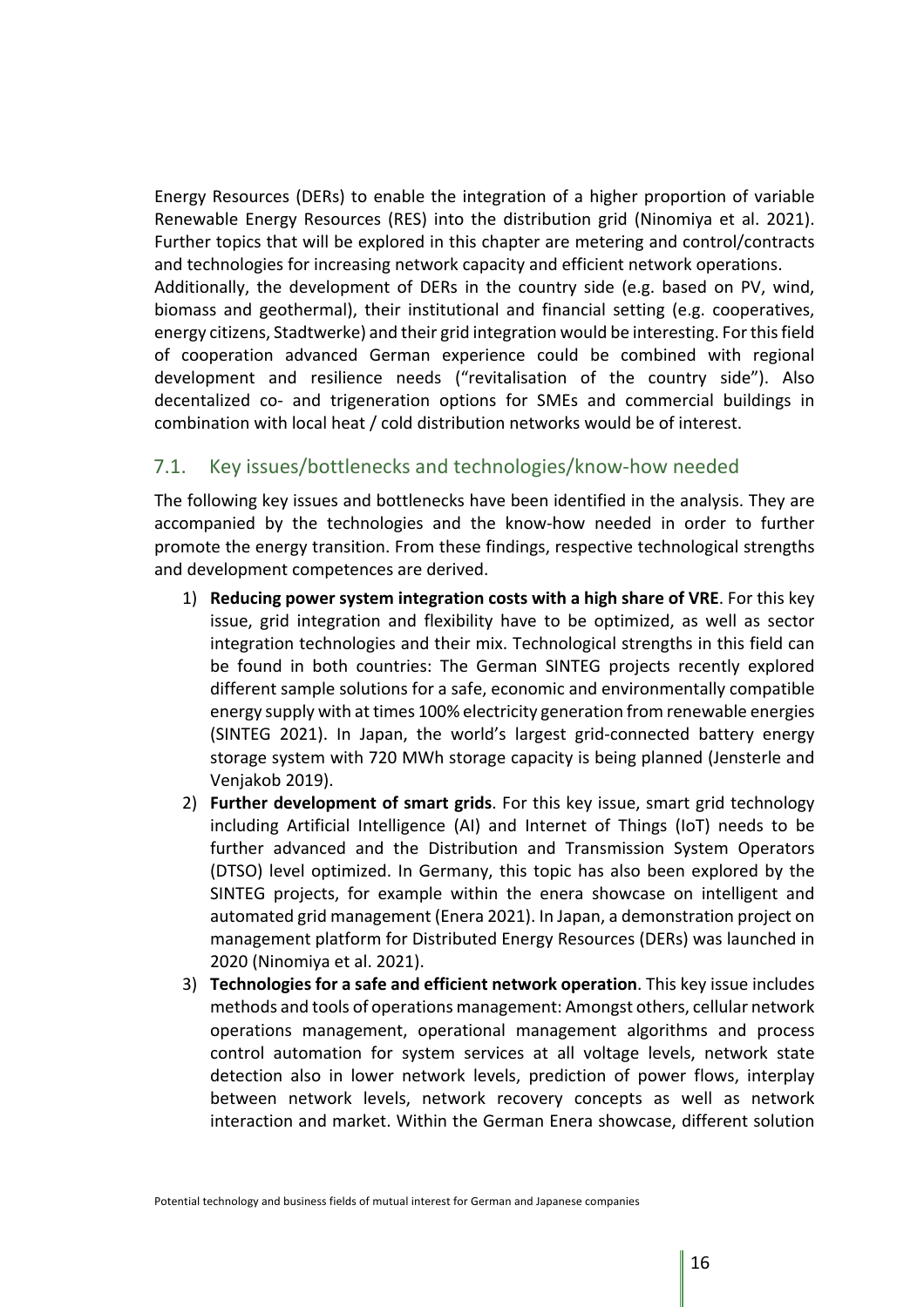Energy Resources (DERs) to enable the integration of a higher proportion of variable Renewable Energy Resources (RES) into the distribution grid (Ninomiya et al. 2021). Further topics that will be explored in this chapter are metering and control/contracts and technologies for increasing network capacity and efficient network operations.
Additionally, the development of DERs in the country side (e.g. based on PV, wind, biomass and geothermal), their institutional and financial setting (e.g. cooperatives, energy citizens, Stadtwerke) and their grid integration would be interesting. For this field of cooperation advanced German experience could be combined with regional development and resilience needs ("revitalisation of the country side"). Also decentalized co- and trigeneration options for SMEs and commercial buildings in combination with local heat / cold distribution networks would be of interest.

## 7.1. Key issues/bottlenecks and technologies/know-how needed

The following key issues and bottlenecks have been identified in the analysis. They are accompanied by the technologies and the know-how needed in order to further promote the energy transition. From these findings, respective technological strengths and development competences are derived.

1) **Reducing power system integration costs with a high share of VRE**. For this key issue, grid integration and flexibility have to be optimized, as well as sector integration technologies and their mix. Technological strengths in this field can be found in both countries: The German SINTEG projects recently explored different sample solutions for a safe, economic and environmentally compatible energy supply with at times 100% electricity generation from renewable energies (SINTEG 2021). In Japan, the world's largest grid-connected battery energy storage system with 720 MWh storage capacity is being planned (Jensterle and Venjakob 2019).
2) **Further development of smart grids**. For this key issue, smart grid technology including Artificial Intelligence (AI) and Internet of Things (IoT) needs to be further advanced and the Distribution and Transmission System Operators (DTSO) level optimized. In Germany, this topic has also been explored by the SINTEG projects, for example within the enera showcase on intelligent and automated grid management (Enera 2021). In Japan, a demonstration project on management platform for Distributed Energy Resources (DERs) was launched in 2020 (Ninomiya et al. 2021).
3) **Technologies for a safe and efficient network operation**. This key issue includes methods and tools of operations management: Amongst others, cellular network operations management, operational management algorithms and process control automation for system services at all voltage levels, network state detection also in lower network levels, prediction of power flows, interplay between network levels, network recovery concepts as well as network interaction and market. Within the German Enera showcase, different solution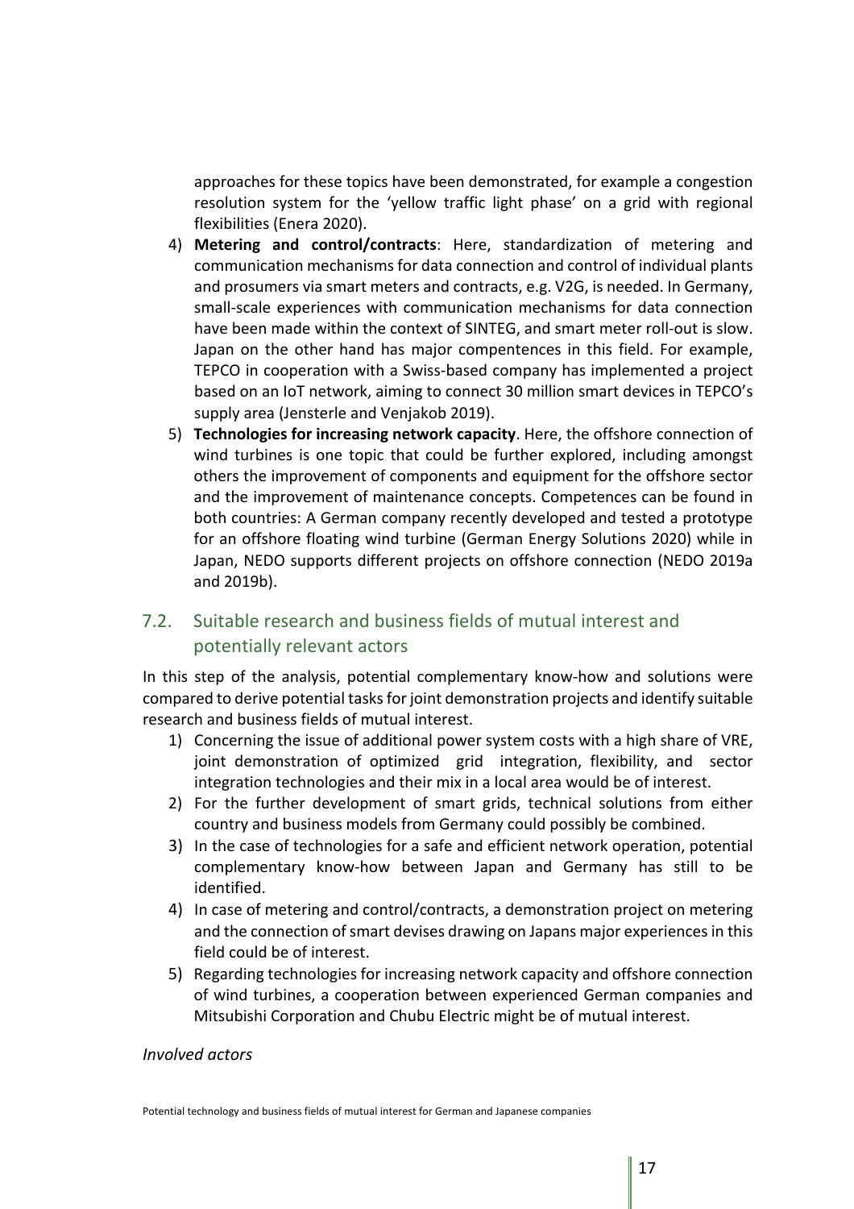approaches for these topics have been demonstrated, for example a congestion resolution system for the 'yellow traffic light phase' on a grid with regional flexibilities (Enera 2020).

4) **Metering and control/contracts**: Here, standardization of metering and communication mechanisms for data connection and control of individual plants and prosumers via smart meters and contracts, e.g. V2G, is needed. In Germany, small-scale experiences with communication mechanisms for data connection have been made within the context of SINTEG, and smart meter roll-out is slow. Japan on the other hand has major compentences in this field. For example, TEPCO in cooperation with a Swiss-based company has implemented a project based on an IoT network, aiming to connect 30 million smart devices in TEPCO's supply area (Jensterle and Venjakob 2019).
5) **Technologies for increasing network capacity**. Here, the offshore connection of wind turbines is one topic that could be further explored, including amongst others the improvement of components and equipment for the offshore sector and the improvement of maintenance concepts. Competences can be found in both countries: A German company recently developed and tested a prototype for an offshore floating wind turbine (German Energy Solutions 2020) while in Japan, NEDO supports different projects on offshore connection (NEDO 2019a and 2019b).

## 7.2. Suitable research and business fields of mutual interest and potentially relevant actors

In this step of the analysis, potential complementary know-how and solutions were compared to derive potential tasks for joint demonstration projects and identify suitable research and business fields of mutual interest.

1) Concerning the issue of additional power system costs with a high share of VRE, joint demonstration of optimized grid integration, flexibility, and sector integration technologies and their mix in a local area would be of interest.
2) For the further development of smart grids, technical solutions from either country and business models from Germany could possibly be combined.
3) In the case of technologies for a safe and efficient network operation, potential complementary know-how between Japan and Germany has still to be identified.
4) In case of metering and control/contracts, a demonstration project on metering and the connection of smart devises drawing on Japans major experiences in this field could be of interest.
5) Regarding technologies for increasing network capacity and offshore connection of wind turbines, a cooperation between experienced German companies and Mitsubishi Corporation and Chubu Electric might be of mutual interest.

*Involved actors*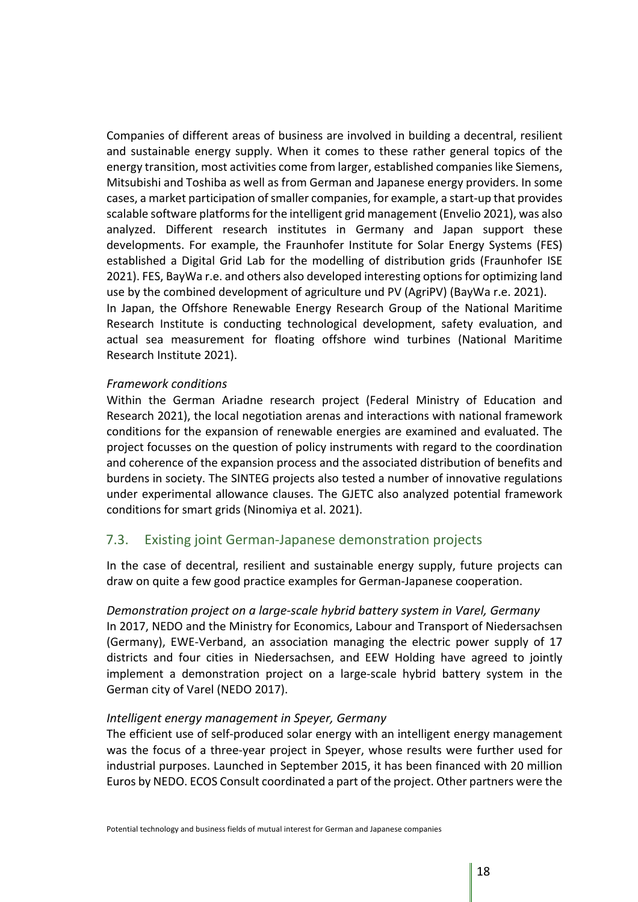Companies of different areas of business are involved in building a decentral, resilient and sustainable energy supply. When it comes to these rather general topics of the energy transition, most activities come from larger, established companies like Siemens, Mitsubishi and Toshiba as well as from German and Japanese energy providers. In some cases, a market participation of smaller companies, for example, a start-up that provides scalable software platforms for the intelligent grid management (Envelio 2021), was also analyzed. Different research institutes in Germany and Japan support these developments. For example, the Fraunhofer Institute for Solar Energy Systems (FES) established a Digital Grid Lab for the modelling of distribution grids (Fraunhofer ISE 2021). FES, BayWa r.e. and others also developed interesting options for optimizing land use by the combined development of agriculture und PV (AgriPV) (BayWa r.e. 2021).
In Japan, the Offshore Renewable Energy Research Group of the National Maritime Research Institute is conducting technological development, safety evaluation, and actual sea measurement for floating offshore wind turbines (National Maritime Research Institute 2021).

*Framework conditions*
Within the German Ariadne research project (Federal Ministry of Education and Research 2021), the local negotiation arenas and interactions with national framework conditions for the expansion of renewable energies are examined and evaluated. The project focusses on the question of policy instruments with regard to the coordination and coherence of the expansion process and the associated distribution of benefits and burdens in society. The SINTEG projects also tested a number of innovative regulations under experimental allowance clauses. The GJETC also analyzed potential framework conditions for smart grids (Ninomiya et al. 2021).

## 7.3. Existing joint German-Japanese demonstration projects

In the case of decentral, resilient and sustainable energy supply, future projects can draw on quite a few good practice examples for German-Japanese cooperation.

*Demonstration project on a large-scale hybrid battery system in Varel, Germany*
In 2017, NEDO and the Ministry for Economics, Labour and Transport of Niedersachsen (Germany), EWE-Verband, an association managing the electric power supply of 17 districts and four cities in Niedersachsen, and EEW Holding have agreed to jointly implement a demonstration project on a large-scale hybrid battery system in the German city of Varel (NEDO 2017).

*Intelligent energy management in Speyer, Germany*
The efficient use of self-produced solar energy with an intelligent energy management was the focus of a three-year project in Speyer, whose results were further used for industrial purposes. Launched in September 2015, it has been financed with 20 million Euros by NEDO. ECOS Consult coordinated a part of the project. Other partners were the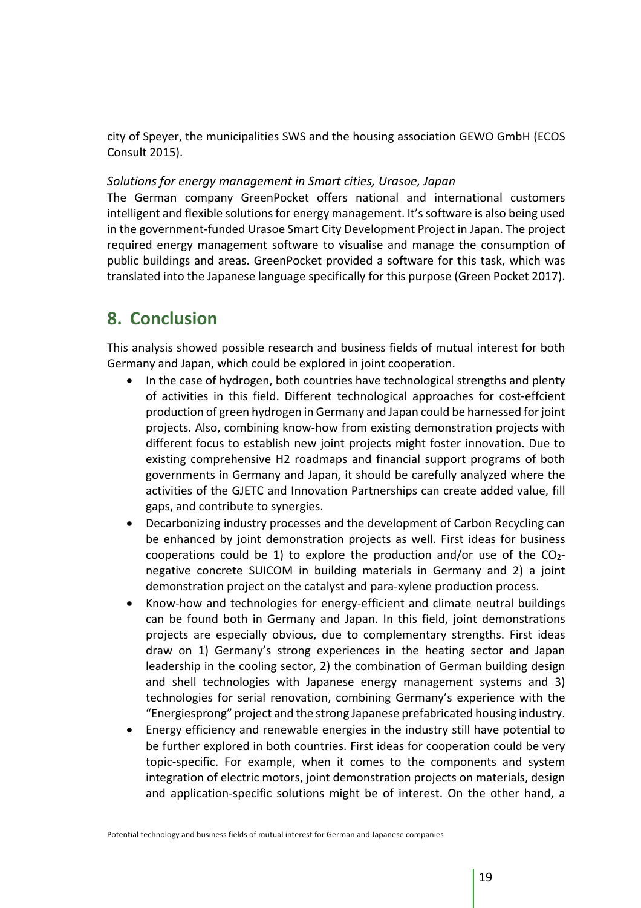city of Speyer, the municipalities SWS and the housing association GEWO GmbH (ECOS Consult 2015).

*Solutions for energy management in Smart cities, Urasoe, Japan*

The German company GreenPocket offers national and international customers intelligent and flexible solutions for energy management. It's software is also being used in the government-funded Urasoe Smart City Development Project in Japan. The project required energy management software to visualise and manage the consumption of public buildings and areas. GreenPocket provided a software for this task, which was translated into the Japanese language specifically for this purpose (Green Pocket 2017).

## 8. Conclusion

This analysis showed possible research and business fields of mutual interest for both Germany and Japan, which could be explored in joint cooperation.

- In the case of hydrogen, both countries have technological strengths and plenty of activities in this field. Different technological approaches for cost-effcient production of green hydrogen in Germany and Japan could be harnessed for joint projects. Also, combining know-how from existing demonstration projects with different focus to establish new joint projects might foster innovation. Due to existing comprehensive H2 roadmaps and financial support programs of both governments in Germany and Japan, it should be carefully analyzed where the activities of the GJETC and Innovation Partnerships can create added value, fill gaps, and contribute to synergies.
- Decarbonizing industry processes and the development of Carbon Recycling can be enhanced by joint demonstration projects as well. First ideas for business cooperations could be 1) to explore the production and/or use of the $CO_2$-negative concrete SUICOM in building materials in Germany and 2) a joint demonstration project on the catalyst and para-xylene production process.
- Know-how and technologies for energy-efficient and climate neutral buildings can be found both in Germany and Japan. In this field, joint demonstrations projects are especially obvious, due to complementary strengths. First ideas draw on 1) Germany's strong experiences in the heating sector and Japan leadership in the cooling sector, 2) the combination of German building design and shell technologies with Japanese energy management systems and 3) technologies for serial renovation, combining Germany's experience with the "Energiesprong" project and the strong Japanese prefabricated housing industry.
- Energy efficiency and renewable energies in the industry still have potential to be further explored in both countries. First ideas for cooperation could be very topic-specific. For example, when it comes to the components and system integration of electric motors, joint demonstration projects on materials, design and application-specific solutions might be of interest. On the other hand, a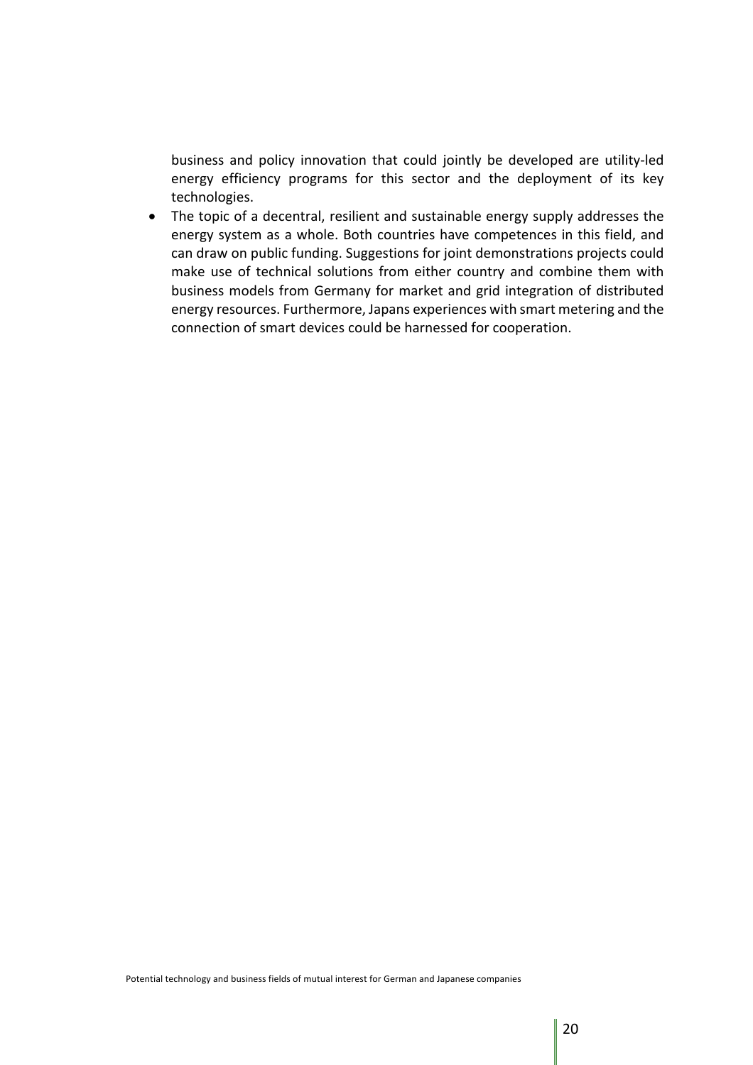business and policy innovation that could jointly be developed are utility-led energy efficiency programs for this sector and the deployment of its key technologies.

- The topic of a decentral, resilient and sustainable energy supply addresses the energy system as a whole. Both countries have competences in this field, and can draw on public funding. Suggestions for joint demonstrations projects could make use of technical solutions from either country and combine them with business models from Germany for market and grid integration of distributed energy resources. Furthermore, Japans experiences with smart metering and the connection of smart devices could be harnessed for cooperation.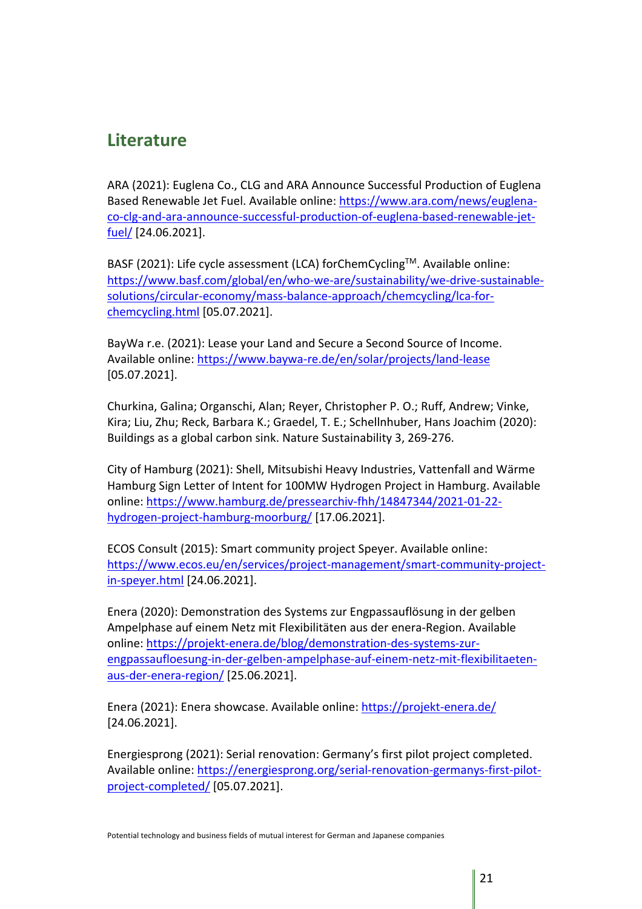## Literature

ARA (2021): Euglena Co., CLG and ARA Announce Successful Production of Euglena Based Renewable Jet Fuel. Available online: https://www.ara.com/news/euglena-co-clg-and-ara-announce-successful-production-of-euglena-based-renewable-jet-fuel/ [24.06.2021].

BASF (2021): Life cycle assessment (LCA) forChemCycling™. Available online: https://www.basf.com/global/en/who-we-are/sustainability/we-drive-sustainable-solutions/circular-economy/mass-balance-approach/chemcycling/lca-for-chemcycling.html [05.07.2021].

BayWa r.e. (2021): Lease your Land and Secure a Second Source of Income. Available online: https://www.baywa-re.de/en/solar/projects/land-lease [05.07.2021].

Churkina, Galina; Organschi, Alan; Reyer, Christopher P. O.; Ruff, Andrew; Vinke, Kira; Liu, Zhu; Reck, Barbara K.; Graedel, T. E.; Schellnhuber, Hans Joachim (2020): Buildings as a global carbon sink. Nature Sustainability 3, 269-276.

City of Hamburg (2021): Shell, Mitsubishi Heavy Industries, Vattenfall and Wärme Hamburg Sign Letter of Intent for 100MW Hydrogen Project in Hamburg. Available online: https://www.hamburg.de/pressearchiv-fhh/14847344/2021-01-22-hydrogen-project-hamburg-moorburg/ [17.06.2021].

ECOS Consult (2015): Smart community project Speyer. Available online: https://www.ecos.eu/en/services/project-management/smart-community-project-in-speyer.html [24.06.2021].

Enera (2020): Demonstration des Systems zur Engpassauflösung in der gelben Ampelphase auf einem Netz mit Flexibilitäten aus der enera-Region. Available online: https://projekt-enera.de/blog/demonstration-des-systems-zur-engpassaufloesung-in-der-gelben-ampelphase-auf-einem-netz-mit-flexibilitaeten-aus-der-enera-region/ [25.06.2021].

Enera (2021): Enera showcase. Available online: https://projekt-enera.de/ [24.06.2021].

Energiesprong (2021): Serial renovation: Germany's first pilot project completed. Available online: https://energiesprong.org/serial-renovation-germanys-first-pilot-project-completed/ [05.07.2021].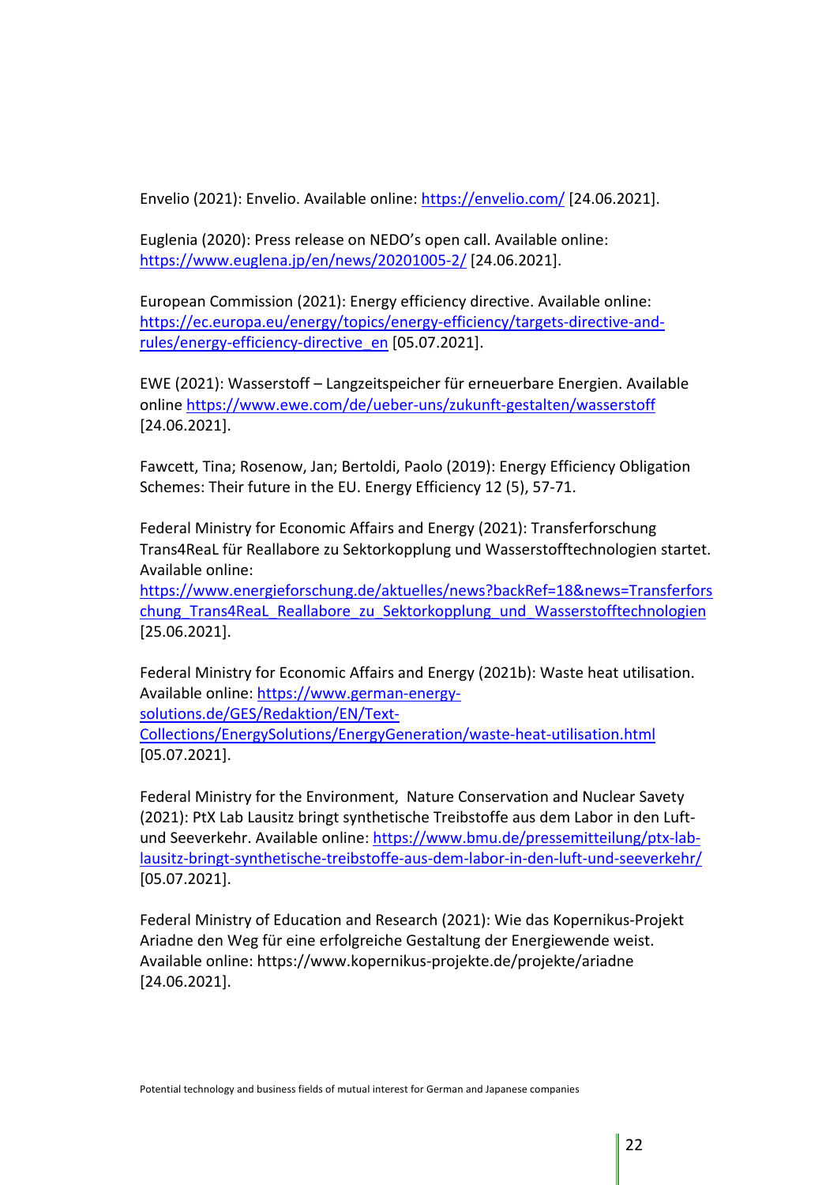Envelio (2021): Envelio. Available online: https://envelio.com/ [24.06.2021].

Euglenia (2020): Press release on NEDO's open call. Available online: https://www.euglena.jp/en/news/20201005-2/ [24.06.2021].

European Commission (2021): Energy efficiency directive. Available online: https://ec.europa.eu/energy/topics/energy-efficiency/targets-directive-and-rules/energy-efficiency-directive_en [05.07.2021].

EWE (2021): Wasserstoff – Langzeitspeicher für erneuerbare Energien. Available online https://www.ewe.com/de/ueber-uns/zukunft-gestalten/wasserstoff [24.06.2021].

Fawcett, Tina; Rosenow, Jan; Bertoldi, Paolo (2019): Energy Efficiency Obligation Schemes: Their future in the EU. Energy Efficiency 12 (5), 57-71.

Federal Ministry for Economic Affairs and Energy (2021): Transferforschung Trans4ReaL für Reallabore zu Sektorkopplung und Wasserstofftechnologien startet. Available online: https://www.energieforschung.de/aktuelles/news?backRef=18&news=Transferforschung_Trans4ReaL_Reallabore_zu_Sektorkopplung_und_Wasserstofftechnologien [25.06.2021].

Federal Ministry for Economic Affairs and Energy (2021b): Waste heat utilisation. Available online: https://www.german-energy-solutions.de/GES/Redaktion/EN/Text-Collections/EnergySolutions/EnergyGeneration/waste-heat-utilisation.html [05.07.2021].

Federal Ministry for the Environment, Nature Conservation and Nuclear Savety (2021): PtX Lab Lausitz bringt synthetische Treibstoffe aus dem Labor in den Luft- und Seeverkehr. Available online: https://www.bmu.de/pressemitteilung/ptx-lab-lausitz-bringt-synthetische-treibstoffe-aus-dem-labor-in-den-luft-und-seeverkehr/ [05.07.2021].

Federal Ministry of Education and Research (2021): Wie das Kopernikus-Projekt Ariadne den Weg für eine erfolgreiche Gestaltung der Energiewende weist. Available online: https://www.kopernikus-projekte.de/projekte/ariadne [24.06.2021].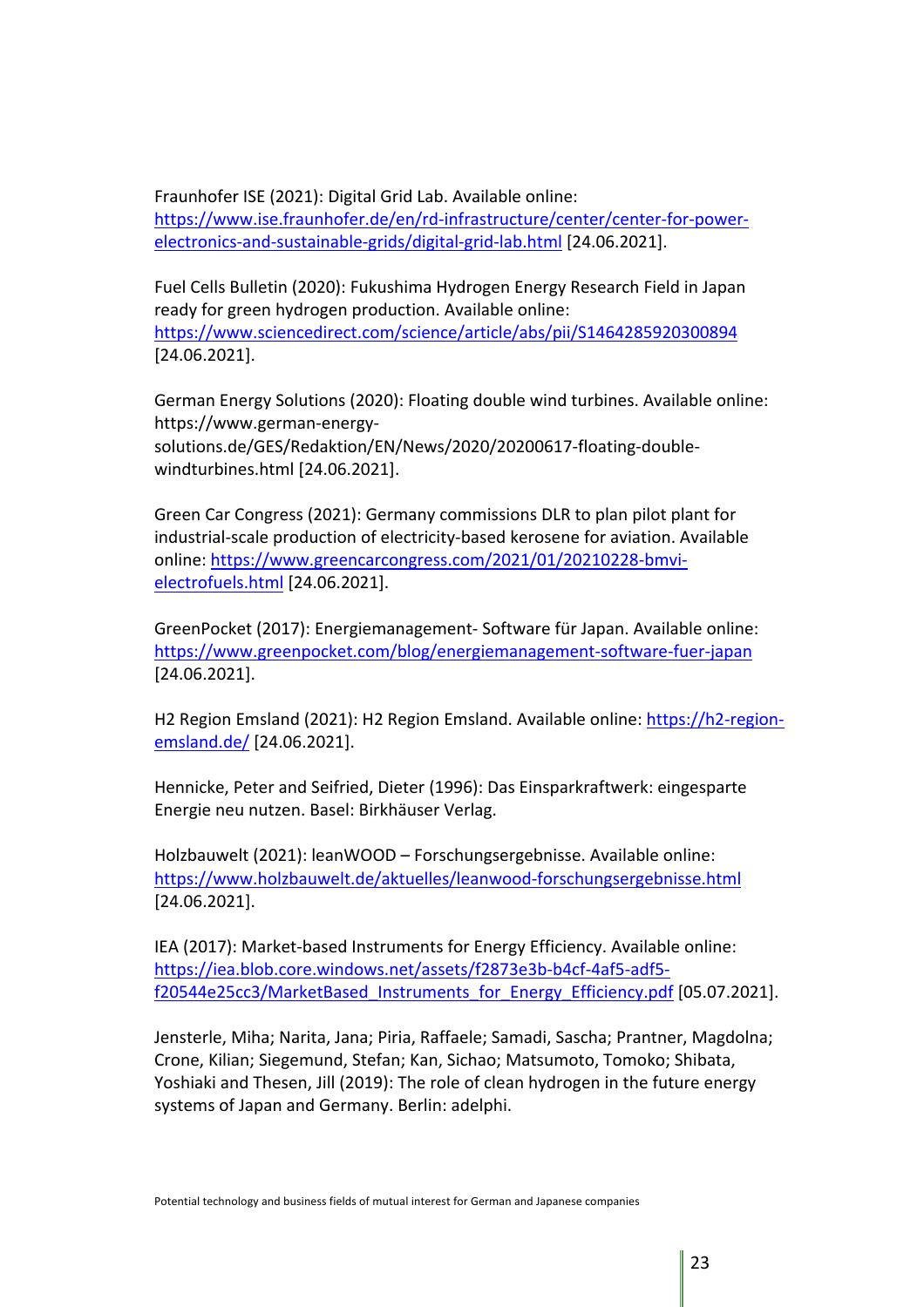Fraunhofer ISE (2021): Digital Grid Lab. Available online: https://www.ise.fraunhofer.de/en/rd-infrastructure/center/center-for-power-electronics-and-sustainable-grids/digital-grid-lab.html [24.06.2021].

Fuel Cells Bulletin (2020): Fukushima Hydrogen Energy Research Field in Japan ready for green hydrogen production. Available online: https://www.sciencedirect.com/science/article/abs/pii/S1464285920300894 [24.06.2021].

German Energy Solutions (2020): Floating double wind turbines. Available online: https://www.german-energy-solutions.de/GES/Redaktion/EN/News/2020/20200617-floating-double-windturbines.html [24.06.2021].

Green Car Congress (2021): Germany commissions DLR to plan pilot plant for industrial-scale production of electricity-based kerosene for aviation. Available online: https://www.greencarcongress.com/2021/01/20210228-bmvi-electrofuels.html [24.06.2021].

GreenPocket (2017): Energiemanagement- Software für Japan. Available online: https://www.greenpocket.com/blog/energiemanagement-software-fuer-japan [24.06.2021].

H2 Region Emsland (2021): H2 Region Emsland. Available online: https://h2-region-emsland.de/ [24.06.2021].

Hennicke, Peter and Seifried, Dieter (1996): Das Einsparkraftwerk: eingesparte Energie neu nutzen. Basel: Birkhäuser Verlag.

Holzbauwelt (2021): leanWOOD – Forschungsergebnisse. Available online: https://www.holzbauwelt.de/aktuelles/leanwood-forschungsergebnisse.html [24.06.2021].

IEA (2017): Market-based Instruments for Energy Efficiency. Available online: https://iea.blob.core.windows.net/assets/f2873e3b-b4cf-4af5-adf5-f20544e25cc3/MarketBased_Instruments_for_Energy_Efficiency.pdf [05.07.2021].

Jensterle, Miha; Narita, Jana; Piria, Raffaele; Samadi, Sascha; Prantner, Magdolna; Crone, Kilian; Siegemund, Stefan; Kan, Sichao; Matsumoto, Tomoko; Shibata, Yoshiaki and Thesen, Jill (2019): The role of clean hydrogen in the future energy systems of Japan and Germany. Berlin: adelphi.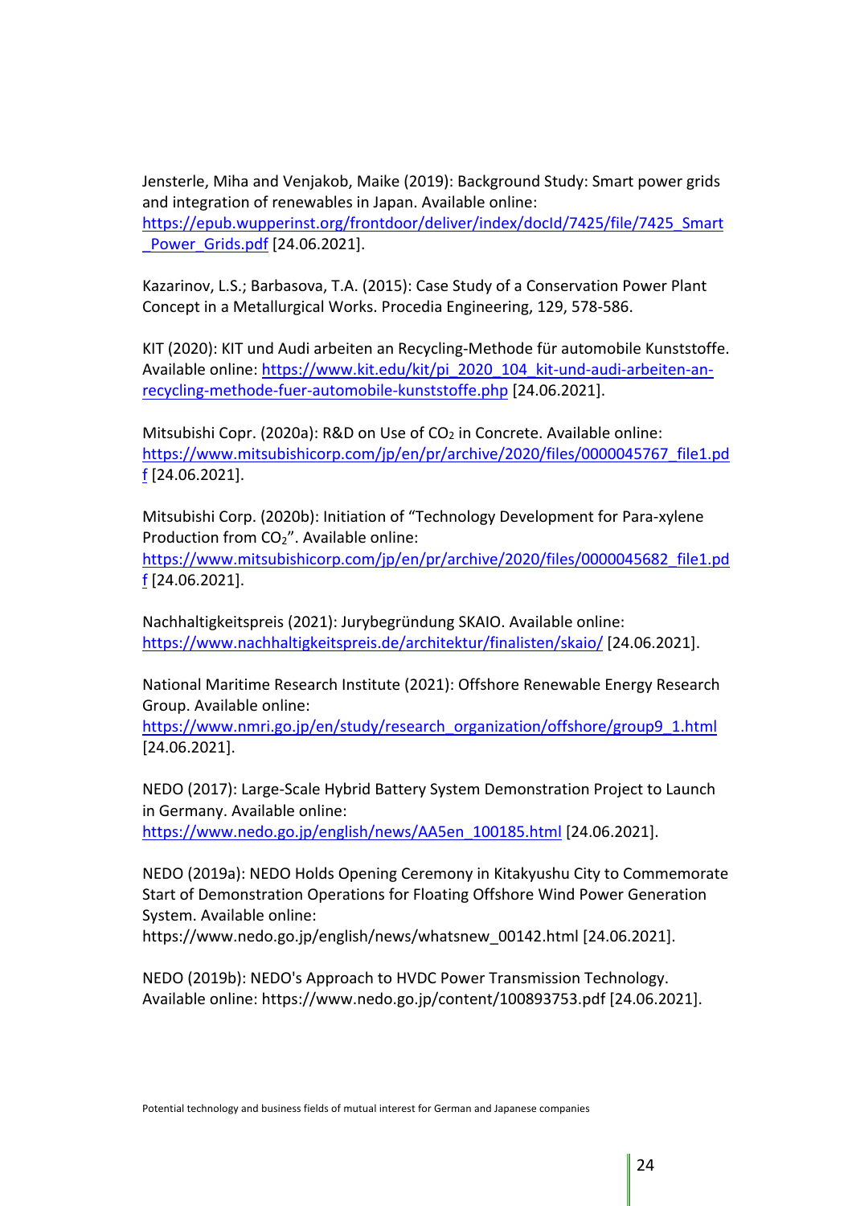Jensterle, Miha and Venjakob, Maike (2019): Background Study: Smart power grids and integration of renewables in Japan. Available online: https://epub.wupperinst.org/frontdoor/deliver/index/docId/7425/file/7425_Smart_Power_Grids.pdf [24.06.2021].

Kazarinov, L.S.; Barbasova, T.A. (2015): Case Study of a Conservation Power Plant Concept in a Metallurgical Works. Procedia Engineering, 129, 578-586.

KIT (2020): KIT und Audi arbeiten an Recycling-Methode für automobile Kunststoffe. Available online: https://www.kit.edu/kit/pi_2020_104_kit-und-audi-arbeiten-an-recycling-methode-fuer-automobile-kunststoffe.php [24.06.2021].

Mitsubishi Copr. (2020a): R&D on Use of $CO_2$ in Concrete. Available online: https://www.mitsubishicorp.com/jp/en/pr/archive/2020/files/0000045767_file1.pdf [24.06.2021].

Mitsubishi Corp. (2020b): Initiation of "Technology Development for Para-xylene Production from $CO_2$". Available online: https://www.mitsubishicorp.com/jp/en/pr/archive/2020/files/0000045682_file1.pdf [24.06.2021].

Nachhaltigkeitspreis (2021): Jurybegründung SKAIO. Available online: https://www.nachhaltigkeitspreis.de/architektur/finalisten/skaio/ [24.06.2021].

National Maritime Research Institute (2021): Offshore Renewable Energy Research Group. Available online: https://www.nmri.go.jp/en/study/research_organization/offshore/group9_1.html [24.06.2021].

NEDO (2017): Large-Scale Hybrid Battery System Demonstration Project to Launch in Germany. Available online: https://www.nedo.go.jp/english/news/AA5en_100185.html [24.06.2021].

NEDO (2019a): NEDO Holds Opening Ceremony in Kitakyushu City to Commemorate Start of Demonstration Operations for Floating Offshore Wind Power Generation System. Available online: https://www.nedo.go.jp/english/news/whatsnew_00142.html [24.06.2021].

NEDO (2019b): NEDO's Approach to HVDC Power Transmission Technology. Available online: https://www.nedo.go.jp/content/100893753.pdf [24.06.2021].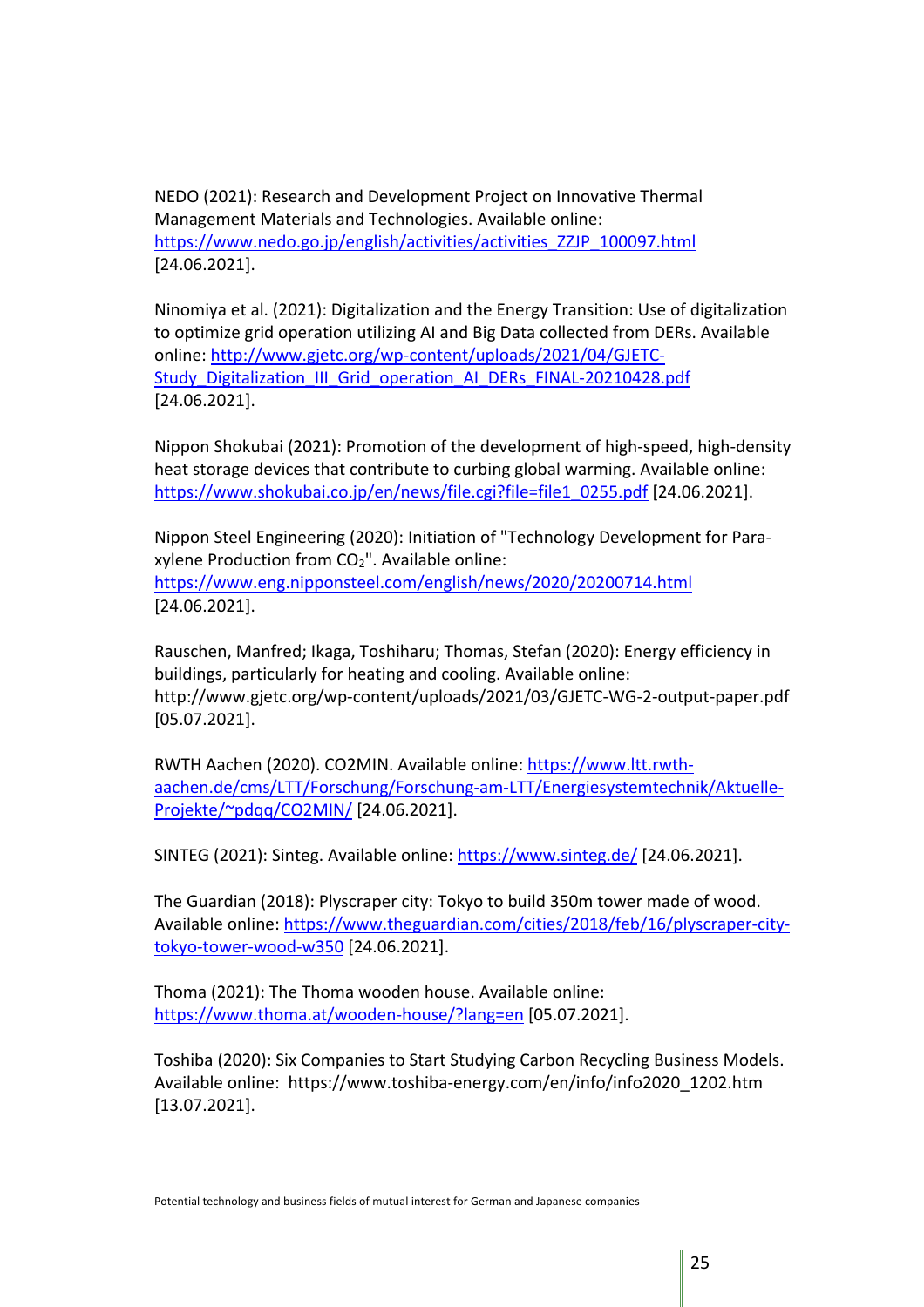NEDO (2021): Research and Development Project on Innovative Thermal Management Materials and Technologies. Available online: https://www.nedo.go.jp/english/activities/activities_ZZJP_100097.html [24.06.2021].

Ninomiya et al. (2021): Digitalization and the Energy Transition: Use of digitalization to optimize grid operation utilizing AI and Big Data collected from DERs. Available online: http://www.gjetc.org/wp-content/uploads/2021/04/GJETC-Study_Digitalization_III_Grid_operation_AI_DERs_FINAL-20210428.pdf [24.06.2021].

Nippon Shokubai (2021): Promotion of the development of high-speed, high-density heat storage devices that contribute to curbing global warming. Available online: https://www.shokubai.co.jp/en/news/file.cgi?file=file1_0255.pdf [24.06.2021].

Nippon Steel Engineering (2020): Initiation of "Technology Development for Para-xylene Production from $CO_2$". Available online: https://www.eng.nipponsteel.com/english/news/2020/20200714.html [24.06.2021].

Rauschen, Manfred; Ikaga, Toshiharu; Thomas, Stefan (2020): Energy efficiency in buildings, particularly for heating and cooling. Available online: http://www.gjetc.org/wp-content/uploads/2021/03/GJETC-WG-2-output-paper.pdf [05.07.2021].

RWTH Aachen (2020). CO2MIN. Available online: https://www.ltt.rwth-aachen.de/cms/LTT/Forschung/Forschung-am-LTT/Energiesystemtechnik/Aktuelle-Projekte/~pdqq/CO2MIN/ [24.06.2021].

SINTEG (2021): Sinteg. Available online: https://www.sinteg.de/ [24.06.2021].

The Guardian (2018): Plyscraper city: Tokyo to build 350m tower made of wood. Available online: https://www.theguardian.com/cities/2018/feb/16/plyscraper-city-tokyo-tower-wood-w350 [24.06.2021].

Thoma (2021): The Thoma wooden house. Available online: https://www.thoma.at/wooden-house/?lang=en [05.07.2021].

Toshiba (2020): Six Companies to Start Studying Carbon Recycling Business Models. Available online: https://www.toshiba-energy.com/en/info/info2020_1202.htm [13.07.2021].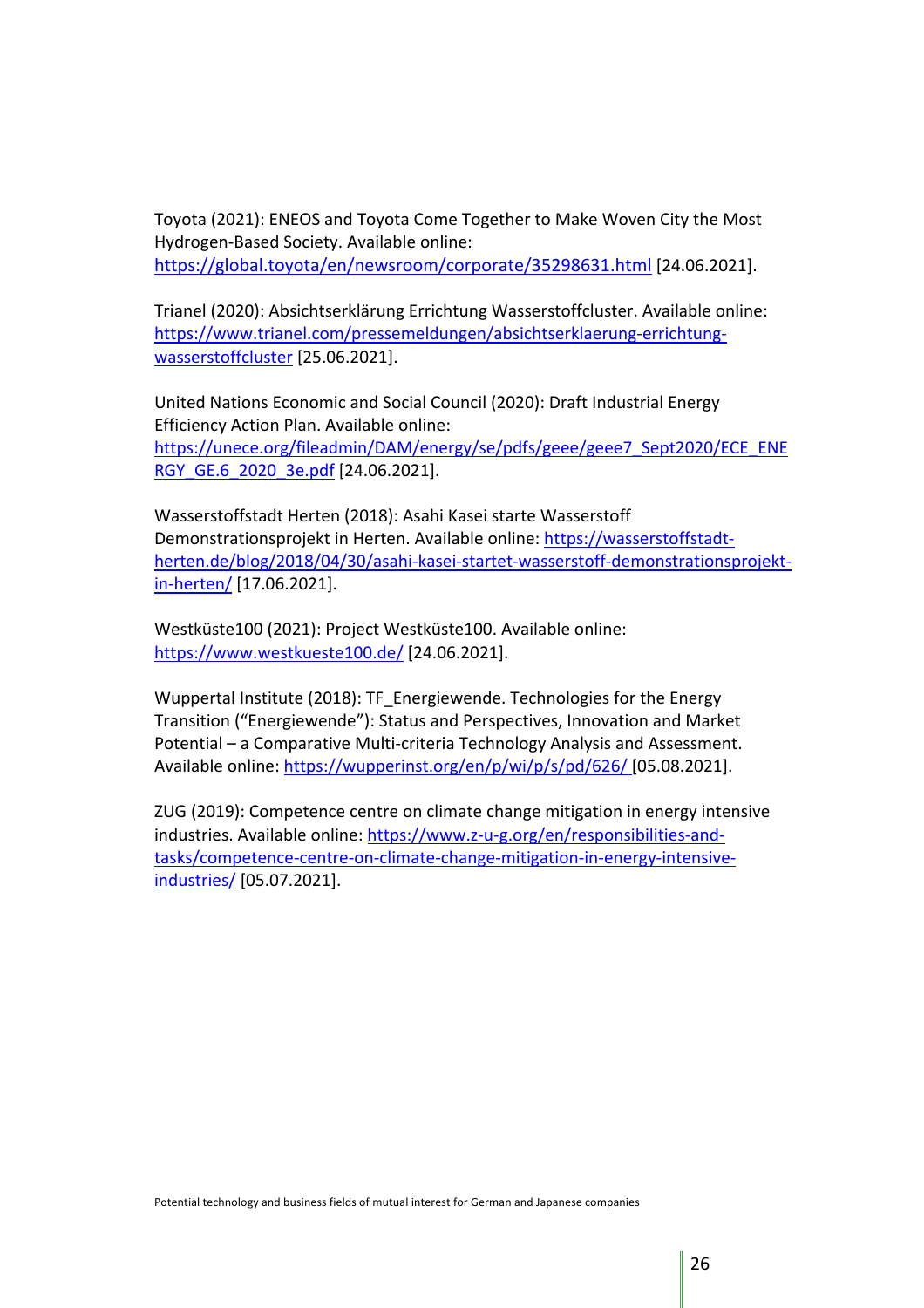Toyota (2021): ENEOS and Toyota Come Together to Make Woven City the Most Hydrogen-Based Society. Available online: https://global.toyota/en/newsroom/corporate/35298631.html [24.06.2021].

Trianel (2020): Absichtserklärung Errichtung Wasserstoffcluster. Available online: https://www.trianel.com/pressemeldungen/absichtserklaerung-errichtung-wasserstoffcluster [25.06.2021].

United Nations Economic and Social Council (2020): Draft Industrial Energy Efficiency Action Plan. Available online: https://unece.org/fileadmin/DAM/energy/se/pdfs/geee/geee7_Sept2020/ECE_ENERGY_GE.6_2020_3e.pdf [24.06.2021].

Wasserstoffstadt Herten (2018): Asahi Kasei starte Wasserstoff Demonstrationsprojekt in Herten. Available online: https://wasserstoffstadt-herten.de/blog/2018/04/30/asahi-kasei-startet-wasserstoff-demonstrationsprojekt-in-herten/ [17.06.2021].

Westküste100 (2021): Project Westküste100. Available online: https://www.westkueste100.de/ [24.06.2021].

Wuppertal Institute (2018): TF_Energiewende. Technologies for the Energy Transition ("Energiewende"): Status and Perspectives, Innovation and Market Potential – a Comparative Multi-criteria Technology Analysis and Assessment. Available online: https://wupperinst.org/en/p/wi/p/s/pd/626/ [05.08.2021].

ZUG (2019): Competence centre on climate change mitigation in energy intensive industries. Available online: https://www.z-u-g.org/en/responsibilities-and-tasks/competence-centre-on-climate-change-mitigation-in-energy-intensive-industries/ [05.07.2021].